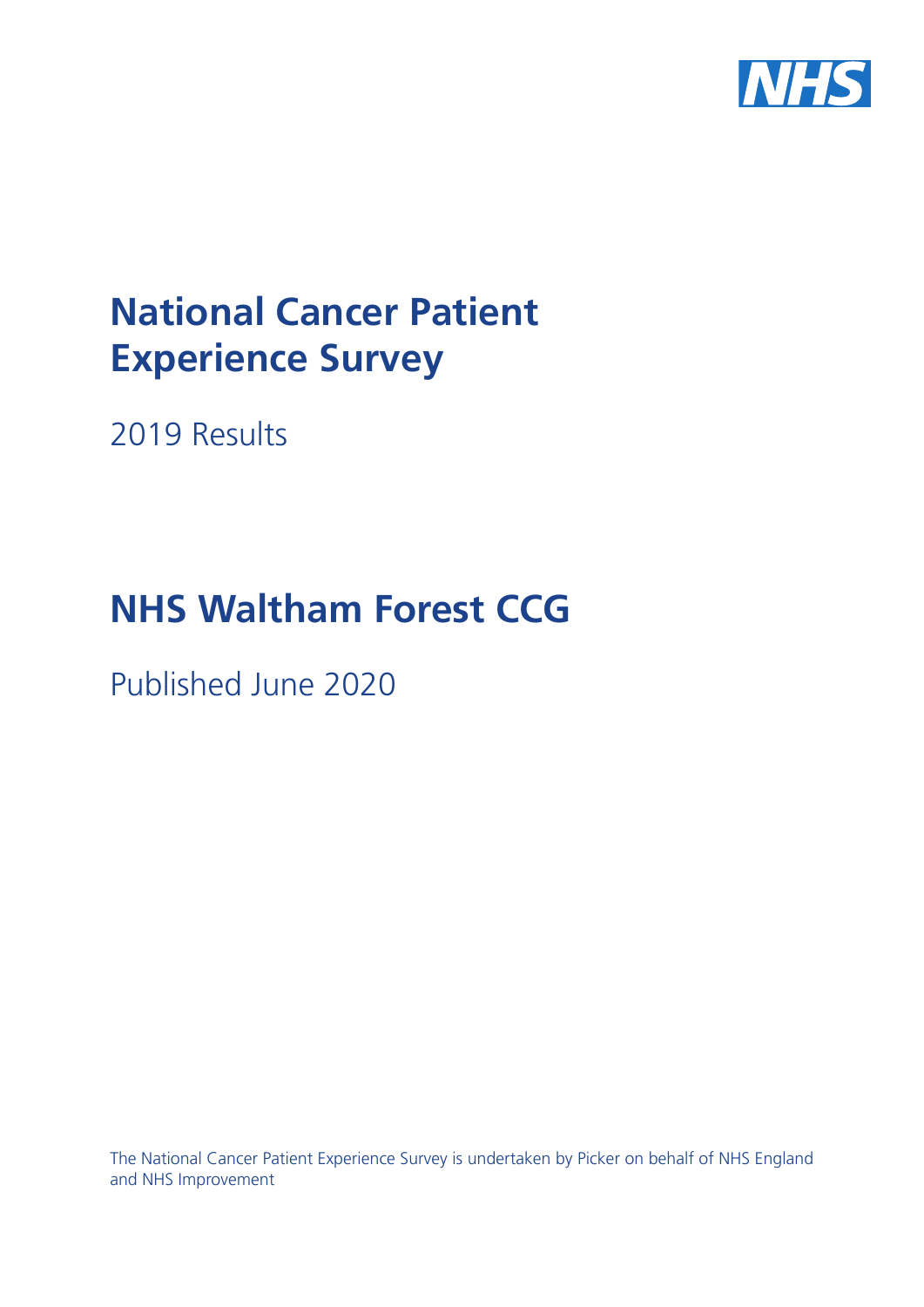# National Cancer Patient Experience Survey

2019 Results

# NHS Waltham Forest CCG

Published June 2020

The National Cancer Patient Experience Survey is undertaken by Picker on behalf of NHS England and NHS Improvement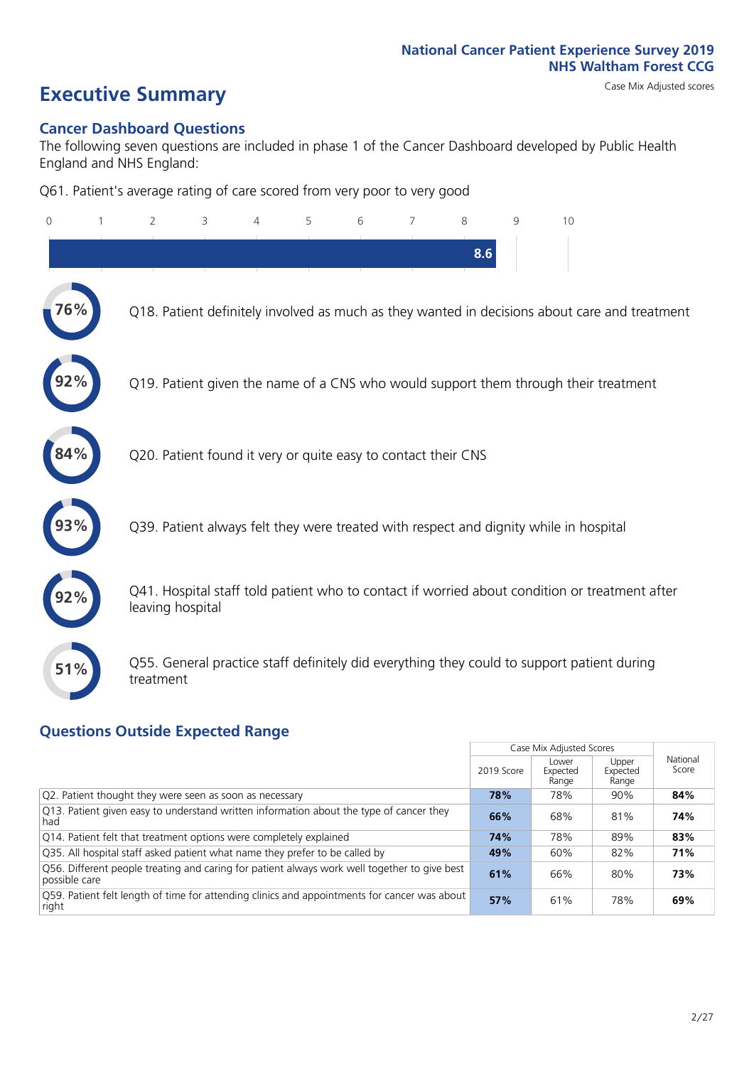National Cancer Patient Experience Survey 2019
NHS Waltham Forest CCG

# Executive Summary

Case Mix Adjusted scores

## Cancer Dashboard Questions

The following seven questions are included in phase 1 of the Cancer Dashboard developed by Public Health England and NHS England:

Q61. Patient's average rating of care scored from very poor to very good

0 1 2 3 4 5 6 7 8 9 10

8.6

76% Q18. Patient definitely involved as much as they wanted in decisions about care and treatment

92% Q19. Patient given the name of a CNS who would support them through their treatment

84% Q20. Patient found it very or quite easy to contact their CNS

93% Q39. Patient always felt they were treated with respect and dignity while in hospital

92% Q41. Hospital staff told patient who to contact if worried about condition or treatment after leaving hospital

51% Q55. General practice staff definitely did everything they could to support patient during treatment

## Questions Outside Expected Range

| | Case Mix Adjusted Scores | | | National Score |
|---|---|---|---|---|
| | 2019 Score | Lower Expected Range | Upper Expected Range | |
| Q2. Patient thought they were seen as soon as necessary | **78%** | 78% | 90% | **84%** |
| Q13. Patient given easy to understand written information about the type of cancer they had | **66%** | 68% | 81% | **74%** |
| Q14. Patient felt that treatment options were completely explained | **74%** | 78% | 89% | **83%** |
| Q35. All hospital staff asked patient what name they prefer to be called by | **49%** | 60% | 82% | **71%** |
| Q56. Different people treating and caring for patient always work well together to give best possible care | **61%** | 66% | 80% | **73%** |
| Q59. Patient felt length of time for attending clinics and appointments for cancer was about right | **57%** | 61% | 78% | **69%** |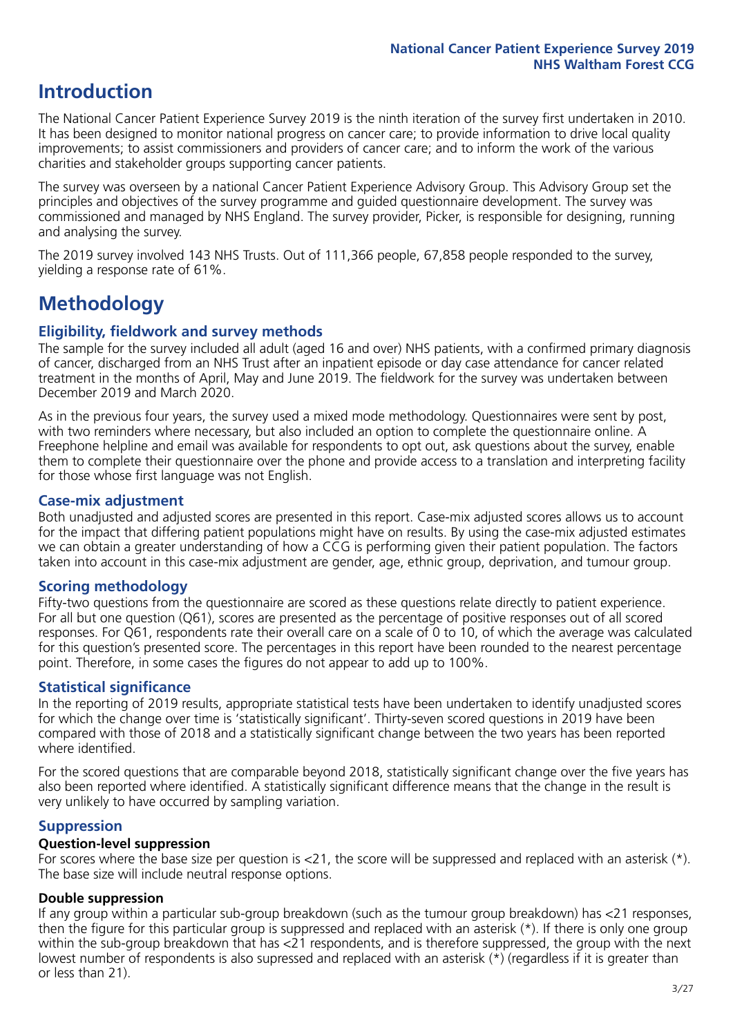# Introduction

The National Cancer Patient Experience Survey 2019 is the ninth iteration of the survey first undertaken in 2010. It has been designed to monitor national progress on cancer care; to provide information to drive local quality improvements; to assist commissioners and providers of cancer care; and to inform the work of the various charities and stakeholder groups supporting cancer patients.

The survey was overseen by a national Cancer Patient Experience Advisory Group. This Advisory Group set the principles and objectives of the survey programme and guided questionnaire development. The survey was commissioned and managed by NHS England. The survey provider, Picker, is responsible for designing, running and analysing the survey.

The 2019 survey involved 143 NHS Trusts. Out of 111,366 people, 67,858 people responded to the survey, yielding a response rate of 61%.

# Methodology

## Eligibility, fieldwork and survey methods

The sample for the survey included all adult (aged 16 and over) NHS patients, with a confirmed primary diagnosis of cancer, discharged from an NHS Trust after an inpatient episode or day case attendance for cancer related treatment in the months of April, May and June 2019. The fieldwork for the survey was undertaken between December 2019 and March 2020.

As in the previous four years, the survey used a mixed mode methodology. Questionnaires were sent by post, with two reminders where necessary, but also included an option to complete the questionnaire online. A Freephone helpline and email was available for respondents to opt out, ask questions about the survey, enable them to complete their questionnaire over the phone and provide access to a translation and interpreting facility for those whose first language was not English.

## Case-mix adjustment

Both unadjusted and adjusted scores are presented in this report. Case-mix adjusted scores allows us to account for the impact that differing patient populations might have on results. By using the case-mix adjusted estimates we can obtain a greater understanding of how a CCG is performing given their patient population. The factors taken into account in this case-mix adjustment are gender, age, ethnic group, deprivation, and tumour group.

## Scoring methodology

Fifty-two questions from the questionnaire are scored as these questions relate directly to patient experience. For all but one question (Q61), scores are presented as the percentage of positive responses out of all scored responses. For Q61, respondents rate their overall care on a scale of 0 to 10, of which the average was calculated for this question's presented score. The percentages in this report have been rounded to the nearest percentage point. Therefore, in some cases the figures do not appear to add up to 100%.

## Statistical significance

In the reporting of 2019 results, appropriate statistical tests have been undertaken to identify unadjusted scores for which the change over time is 'statistically significant'. Thirty-seven scored questions in 2019 have been compared with those of 2018 and a statistically significant change between the two years has been reported where identified.

For the scored questions that are comparable beyond 2018, statistically significant change over the five years has also been reported where identified. A statistically significant difference means that the change in the result is very unlikely to have occurred by sampling variation.

## Suppression

### Question-level suppression

For scores where the base size per question is <21, the score will be suppressed and replaced with an asterisk (*). The base size will include neutral response options.

### Double suppression

If any group within a particular sub-group breakdown (such as the tumour group breakdown) has <21 responses, then the figure for this particular group is suppressed and replaced with an asterisk (*). If there is only one group within the sub-group breakdown that has <21 respondents, and is therefore suppressed, the group with the next lowest number of respondents is also supressed and replaced with an asterisk (*) (regardless if it is greater than or less than 21).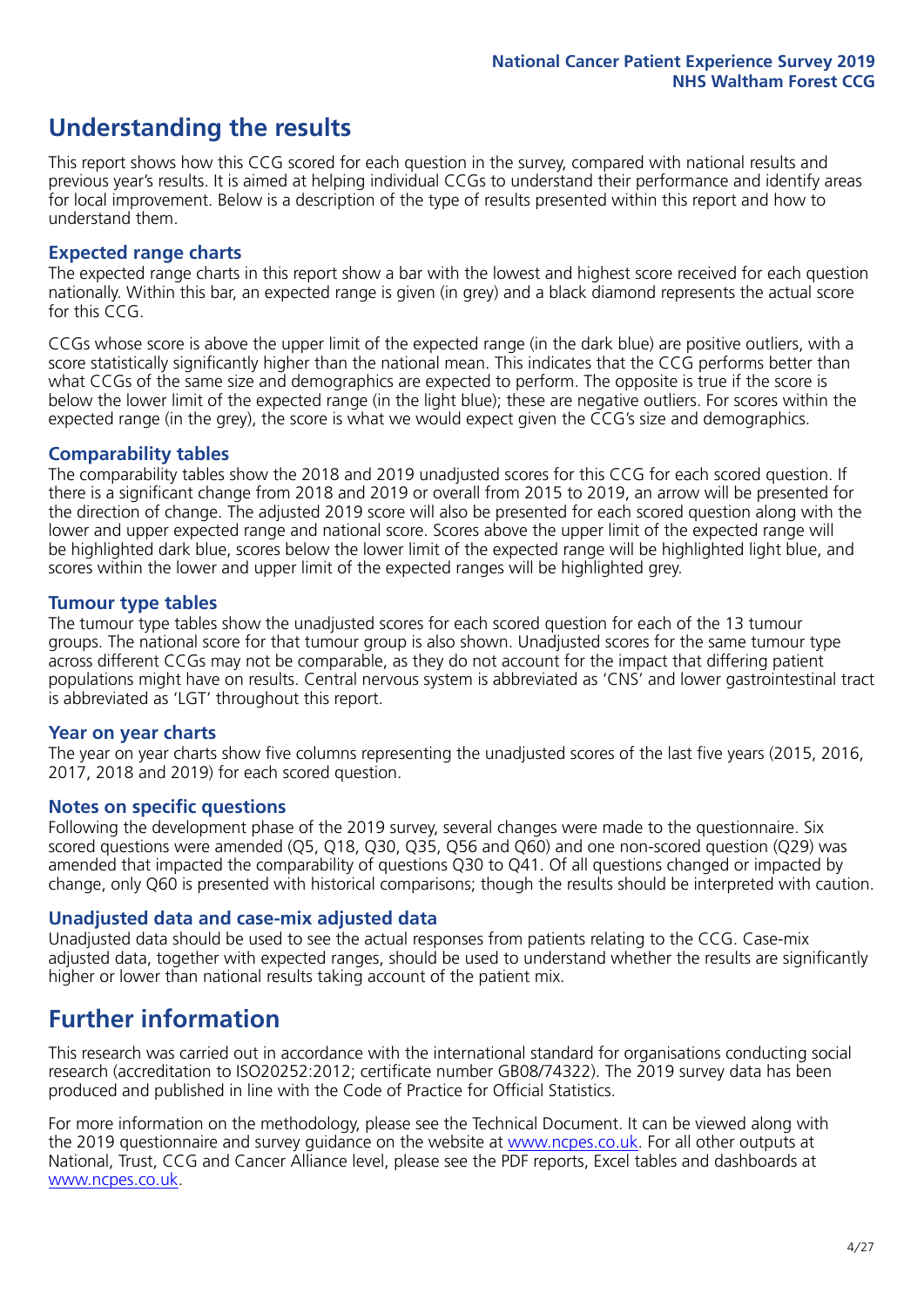# Understanding the results

This report shows how this CCG scored for each question in the survey, compared with national results and previous year's results. It is aimed at helping individual CCGs to understand their performance and identify areas for local improvement. Below is a description of the type of results presented within this report and how to understand them.

## Expected range charts

The expected range charts in this report show a bar with the lowest and highest score received for each question nationally. Within this bar, an expected range is given (in grey) and a black diamond represents the actual score for this CCG.

CCGs whose score is above the upper limit of the expected range (in the dark blue) are positive outliers, with a score statistically significantly higher than the national mean. This indicates that the CCG performs better than what CCGs of the same size and demographics are expected to perform. The opposite is true if the score is below the lower limit of the expected range (in the light blue); these are negative outliers. For scores within the expected range (in the grey), the score is what we would expect given the CCG's size and demographics.

## Comparability tables

The comparability tables show the 2018 and 2019 unadjusted scores for this CCG for each scored question. If there is a significant change from 2018 and 2019 or overall from 2015 to 2019, an arrow will be presented for the direction of change. The adjusted 2019 score will also be presented for each scored question along with the lower and upper expected range and national score. Scores above the upper limit of the expected range will be highlighted dark blue, scores below the lower limit of the expected range will be highlighted light blue, and scores within the lower and upper limit of the expected ranges will be highlighted grey.

## Tumour type tables

The tumour type tables show the unadjusted scores for each scored question for each of the 13 tumour groups. The national score for that tumour group is also shown. Unadjusted scores for the same tumour type across different CCGs may not be comparable, as they do not account for the impact that differing patient populations might have on results. Central nervous system is abbreviated as 'CNS' and lower gastrointestinal tract is abbreviated as 'LGT' throughout this report.

## Year on year charts

The year on year charts show five columns representing the unadjusted scores of the last five years (2015, 2016, 2017, 2018 and 2019) for each scored question.

## Notes on specific questions

Following the development phase of the 2019 survey, several changes were made to the questionnaire. Six scored questions were amended (Q5, Q18, Q30, Q35, Q56 and Q60) and one non-scored question (Q29) was amended that impacted the comparability of questions Q30 to Q41. Of all questions changed or impacted by change, only Q60 is presented with historical comparisons; though the results should be interpreted with caution.

## Unadjusted data and case-mix adjusted data

Unadjusted data should be used to see the actual responses from patients relating to the CCG. Case-mix adjusted data, together with expected ranges, should be used to understand whether the results are significantly higher or lower than national results taking account of the patient mix.

# Further information

This research was carried out in accordance with the international standard for organisations conducting social research (accreditation to ISO20252:2012; certificate number GB08/74322). The 2019 survey data has been produced and published in line with the Code of Practice for Official Statistics.

For more information on the methodology, please see the Technical Document. It can be viewed along with the 2019 questionnaire and survey guidance on the website at www.ncpes.co.uk. For all other outputs at National, Trust, CCG and Cancer Alliance level, please see the PDF reports, Excel tables and dashboards at www.ncpes.co.uk.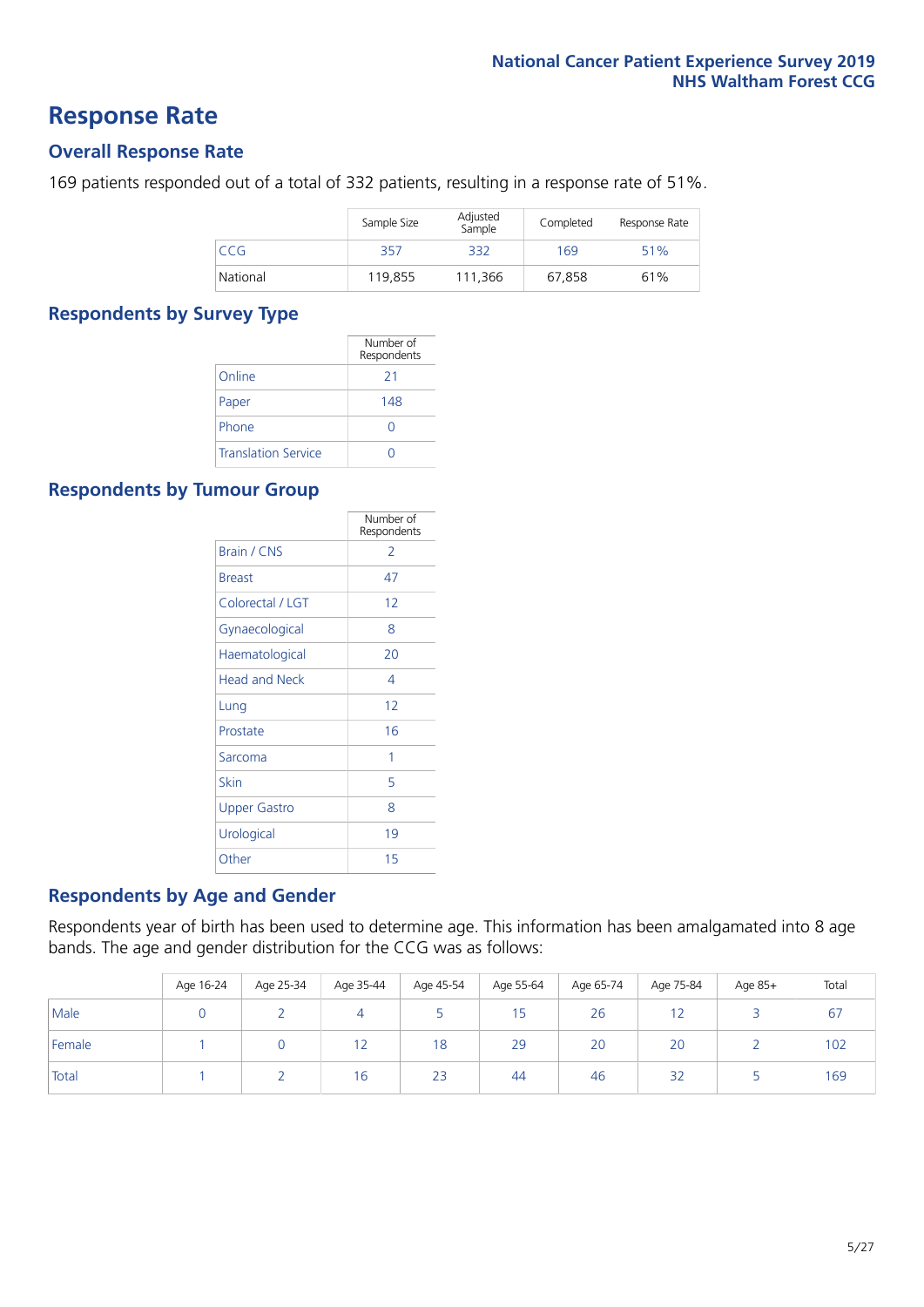# Response Rate

## Overall Response Rate

169 patients responded out of a total of 332 patients, resulting in a response rate of 51%.

| | Sample Size | Adjusted Sample | Completed | Response Rate |
|---|---|---|---|---|
| CCG | 357 | 332 | 169 | 51% |
| National | 119,855 | 111,366 | 67,858 | 61% |

## Respondents by Survey Type

| | Number of Respondents |
|---|---|
| Online | 21 |
| Paper | 148 |
| Phone | 0 |
| Translation Service | 0 |

## Respondents by Tumour Group

| | Number of Respondents |
|---|---|
| Brain / CNS | 2 |
| Breast | 47 |
| Colorectal / LGT | 12 |
| Gynaecological | 8 |
| Haematological | 20 |
| Head and Neck | 4 |
| Lung | 12 |
| Prostate | 16 |
| Sarcoma | 1 |
| Skin | 5 |
| Upper Gastro | 8 |
| Urological | 19 |
| Other | 15 |

## Respondents by Age and Gender

Respondents year of birth has been used to determine age. This information has been amalgamated into 8 age bands. The age and gender distribution for the CCG was as follows:

| | Age 16-24 | Age 25-34 | Age 35-44 | Age 45-54 | Age 55-64 | Age 65-74 | Age 75-84 | Age 85+ | Total |
|---|---|---|---|---|---|---|---|---|---|
| Male | 0 | 2 | 4 | 5 | 15 | 26 | 12 | 3 | 67 |
| Female | 1 | 0 | 12 | 18 | 29 | 20 | 20 | 2 | 102 |
| Total | 1 | 2 | 16 | 23 | 44 | 46 | 32 | 5 | 169 |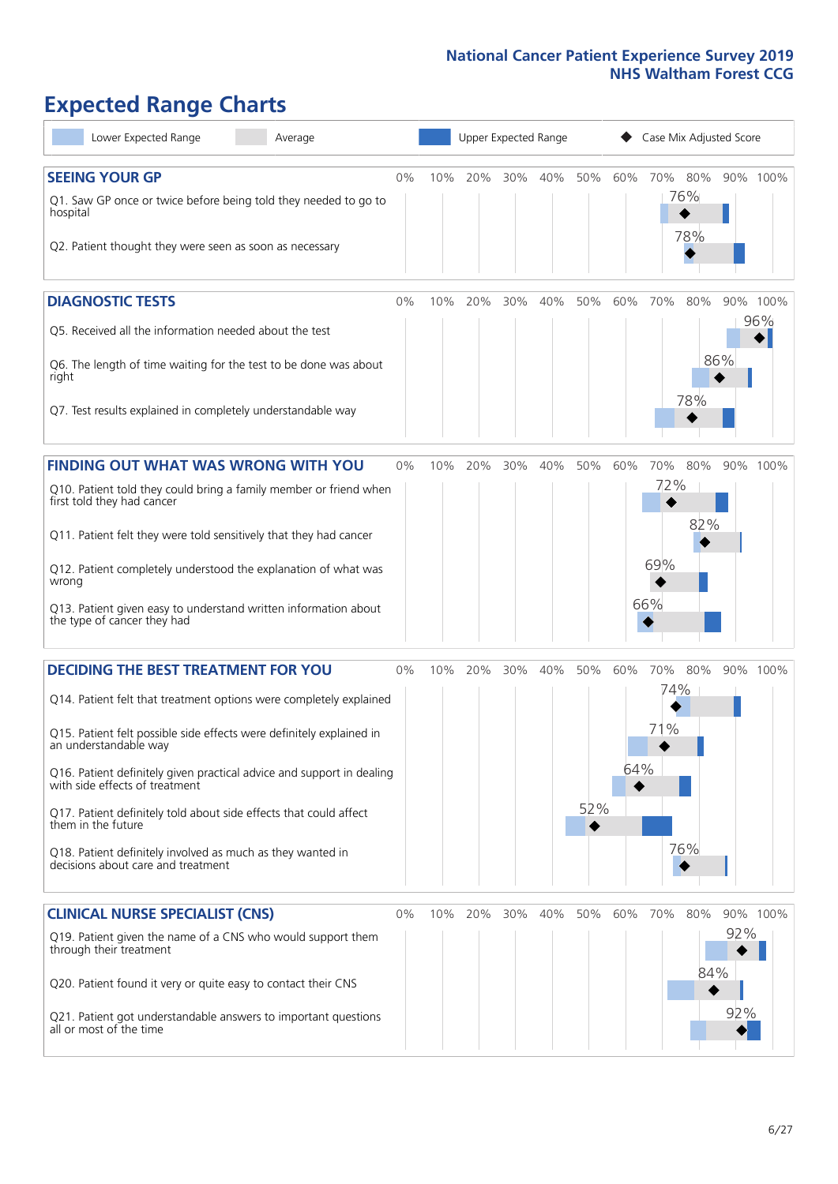# Expected Range Charts

Lower Expected Range | Average | Upper Expected Range | Case Mix Adjusted Score

## SEEING YOUR GP

| Question | Case Mix Adjusted Score |
|---|---|
| Q1. Saw GP once or twice before being told they needed to go to hospital | 76% |
| Q2. Patient thought they were seen as soon as necessary | 78% |

## DIAGNOSTIC TESTS

| Question | Case Mix Adjusted Score |
|---|---|
| Q5. Received all the information needed about the test | 96% |
| Q6. The length of time waiting for the test to be done was about right | 86% |
| Q7. Test results explained in completely understandable way | 78% |

## FINDING OUT WHAT WAS WRONG WITH YOU

| Question | Case Mix Adjusted Score |
|---|---|
| Q10. Patient told they could bring a family member or friend when first told they had cancer | 72% |
| Q11. Patient felt they were told sensitively that they had cancer | 82% |
| Q12. Patient completely understood the explanation of what was wrong | 69% |
| Q13. Patient given easy to understand written information about the type of cancer they had | 66% |

## DECIDING THE BEST TREATMENT FOR YOU

| Question | Case Mix Adjusted Score |
|---|---|
| Q14. Patient felt that treatment options were completely explained | 74% |
| Q15. Patient felt possible side effects were definitely explained in an understandable way | 71% |
| Q16. Patient definitely given practical advice and support in dealing with side effects of treatment | 64% |
| Q17. Patient definitely told about side effects that could affect them in the future | 52% |
| Q18. Patient definitely involved as much as they wanted in decisions about care and treatment | 76% |

## CLINICAL NURSE SPECIALIST (CNS)

| Question | Case Mix Adjusted Score |
|---|---|
| Q19. Patient given the name of a CNS who would support them through their treatment | 92% |
| Q20. Patient found it very or quite easy to contact their CNS | 84% |
| Q21. Patient got understandable answers to important questions all or most of the time | 92% |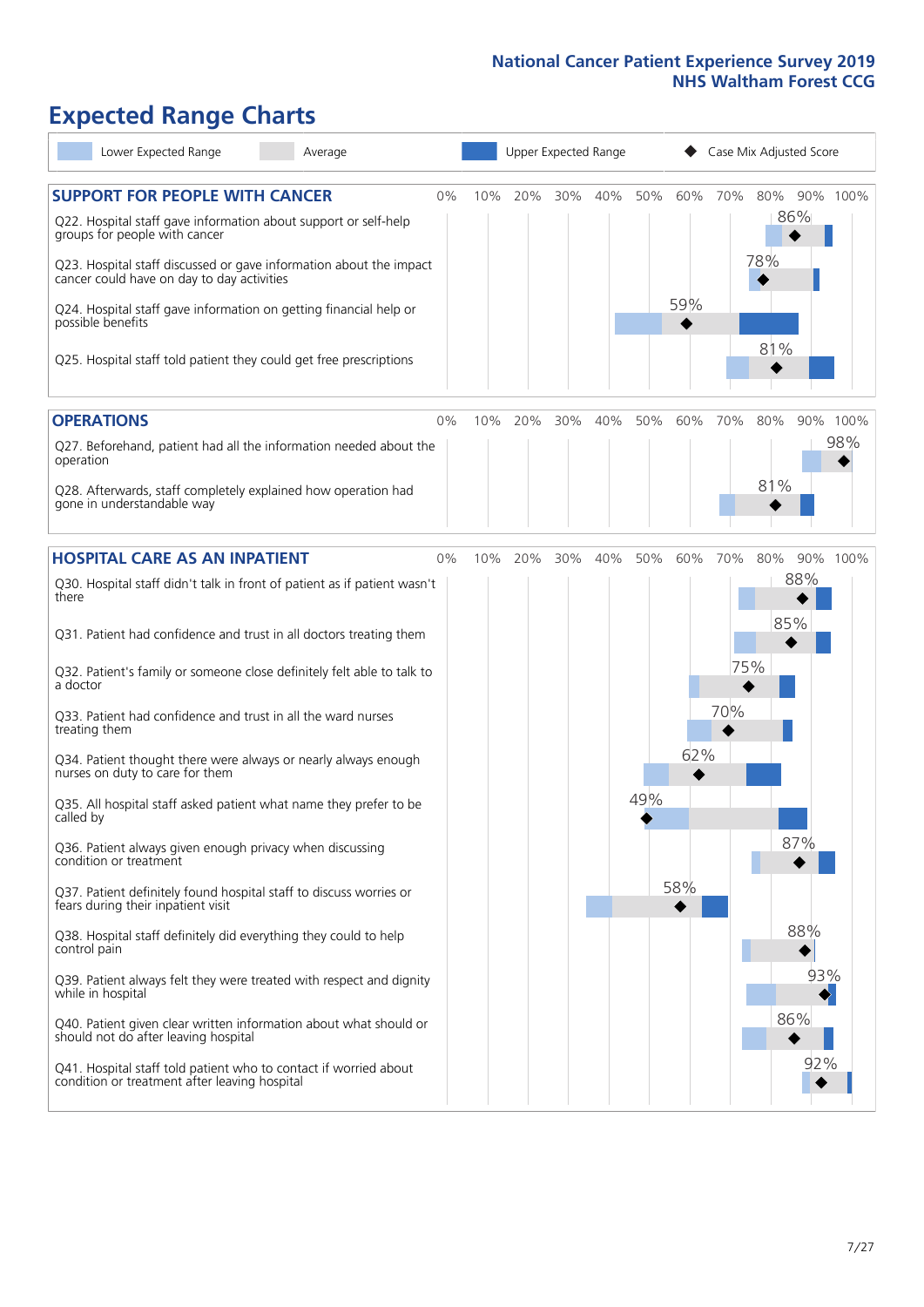# Expected Range Charts

Lower Expected Range | Average | Upper Expected Range | ◆ Case Mix Adjusted Score

## SUPPORT FOR PEOPLE WITH CANCER

| Question | Case Mix Adjusted Score |
|---|---|
| Q22. Hospital staff gave information about support or self-help groups for people with cancer | 86% |
| Q23. Hospital staff discussed or gave information about the impact cancer could have on day to day activities | 78% |
| Q24. Hospital staff gave information on getting financial help or possible benefits | 59% |
| Q25. Hospital staff told patient they could get free prescriptions | 81% |

## OPERATIONS

| Question | Case Mix Adjusted Score |
|---|---|
| Q27. Beforehand, patient had all the information needed about the operation | 98% |
| Q28. Afterwards, staff completely explained how operation had gone in understandable way | 81% |

## HOSPITAL CARE AS AN INPATIENT

| Question | Case Mix Adjusted Score |
|---|---|
| Q30. Hospital staff didn't talk in front of patient as if patient wasn't there | 88% |
| Q31. Patient had confidence and trust in all doctors treating them | 85% |
| Q32. Patient's family or someone close definitely felt able to talk to a doctor | 75% |
| Q33. Patient had confidence and trust in all the ward nurses treating them | 70% |
| Q34. Patient thought there were always or nearly always enough nurses on duty to care for them | 62% |
| Q35. All hospital staff asked patient what name they prefer to be called by | 49% |
| Q36. Patient always given enough privacy when discussing condition or treatment | 87% |
| Q37. Patient definitely found hospital staff to discuss worries or fears during their inpatient visit | 58% |
| Q38. Hospital staff definitely did everything they could to help control pain | 88% |
| Q39. Patient always felt they were treated with respect and dignity while in hospital | 93% |
| Q40. Patient given clear written information about what should or should not do after leaving hospital | 86% |
| Q41. Hospital staff told patient who to contact if worried about condition or treatment after leaving hospital | 92% |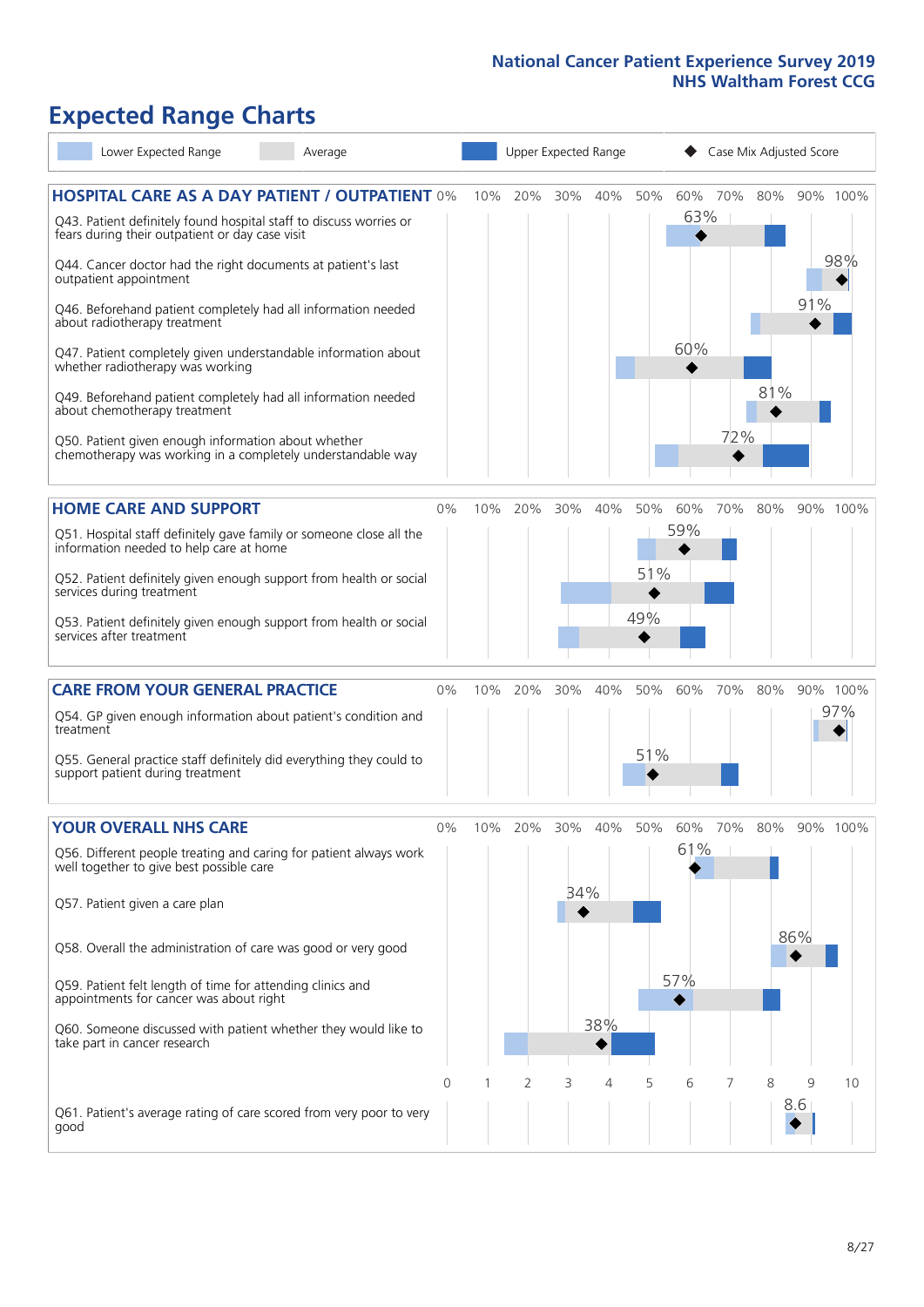# National Cancer Patient Experience Survey 2019
## NHS Waltham Forest CCG

# Expected Range Charts

Lower Expected Range | Average | Upper Expected Range | ◆ Case Mix Adjusted Score

## HOSPITAL CARE AS A DAY PATIENT / OUTPATIENT

| Question | Case Mix Adjusted Score |
|---|---|
| Q43. Patient definitely found hospital staff to discuss worries or fears during their outpatient or day case visit | 63% |
| Q44. Cancer doctor had the right documents at patient's last outpatient appointment | 98% |
| Q46. Beforehand patient completely had all information needed about radiotherapy treatment | 91% |
| Q47. Patient completely given understandable information about whether radiotherapy treatment was working | 60% |
| Q49. Beforehand patient completely had all information needed about chemotherapy treatment | 81% |
| Q50. Patient given enough information about whether chemotherapy was working in a completely understandable way | 72% |

## HOME CARE AND SUPPORT

| Question | Case Mix Adjusted Score |
|---|---|
| Q51. Hospital staff definitely gave family or someone close all the information needed to help care at home | 59% |
| Q52. Patient definitely given enough support from health or social services during treatment | 51% |
| Q53. Patient definitely given enough support from health or social services after treatment | 49% |

## CARE FROM YOUR GENERAL PRACTICE

| Question | Case Mix Adjusted Score |
|---|---|
| Q54. GP given enough information about patient's condition and treatment | 97% |
| Q55. General practice staff definitely did everything they could to support patient during treatment | 51% |

## YOUR OVERALL NHS CARE

| Question | Case Mix Adjusted Score |
|---|---|
| Q56. Different people treating and caring for patient always work well together to give best possible care | 61% |
| Q57. Patient given a care plan | 34% |
| Q58. Overall the administration of care was good or very good | 86% |
| Q59. Patient felt length of time for attending clinics and appointments for cancer was about right | 57% |
| Q60. Someone discussed with patient whether they would like to take part in cancer research | 38% |
| Q61. Patient's average rating of care scored from very poor to very good | 8.6 |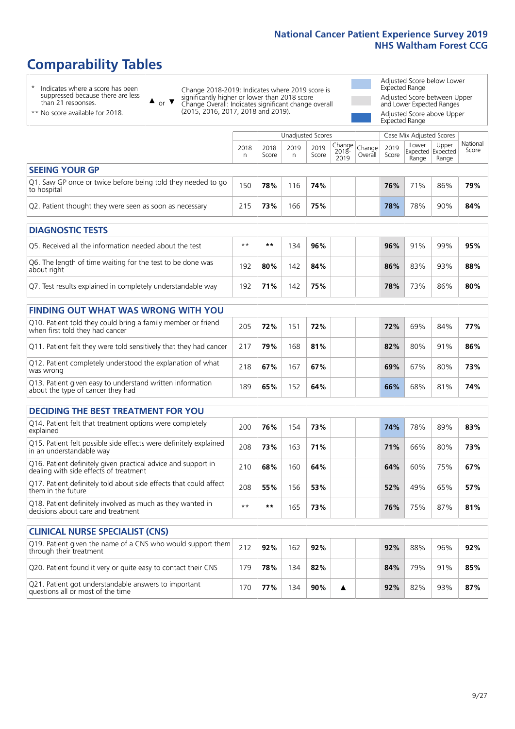# Comparability Tables

\* Indicates where a score has been suppressed because there are less than 21 responses.

\*\* No score available for 2018.

▲ or ▼ Change 2018-2019: Indicates where 2019 score is significantly higher or lower than 2018 score. Change Overall: Indicates significant change overall (2015, 2016, 2017, 2018 and 2019).

Adjusted Score below Lower Expected Range

Adjusted Score between Upper and Lower Expected Ranges

Adjusted Score above Upper Expected Range

| | Unadjusted Scores | | | | | | Case Mix Adjusted Scores | | | |
|---|---|---|---|---|---|---|---|---|---|---|
| | 2018 n | 2018 Score | 2019 n | 2019 Score | Change 2018-2019 | Change Overall | 2019 Score | Lower Expected Range | Upper Expected Range | National Score |
| **SEEING YOUR GP** | | | | | | | | | | |
| Q1. Saw GP once or twice before being told they needed to go to hospital | 150 | **78%** | 116 | **74%** | | | **76%** | 71% | 86% | **79%** |
| Q2. Patient thought they were seen as soon as necessary | 215 | **73%** | 166 | **75%** | | | **78%** | 78% | 90% | **84%** |
| **DIAGNOSTIC TESTS** | | | | | | | | | | |
| Q5. Received all the information needed about the test | ** | ** | 134 | **96%** | | | **96%** | 91% | 99% | **95%** |
| Q6. The length of time waiting for the test to be done was about right | 192 | **80%** | 142 | **84%** | | | **86%** | 83% | 93% | **88%** |
| Q7. Test results explained in completely understandable way | 192 | **71%** | 142 | **75%** | | | **78%** | 73% | 86% | **80%** |
| **FINDING OUT WHAT WAS WRONG WITH YOU** | | | | | | | | | | |
| Q10. Patient told they could bring a family member or friend when first told they had cancer | 205 | **72%** | 151 | **72%** | | | **72%** | 69% | 84% | **77%** |
| Q11. Patient felt they were told sensitively that they had cancer | 217 | **79%** | 168 | **81%** | | | **82%** | 80% | 91% | **86%** |
| Q12. Patient completely understood the explanation of what was wrong | 218 | **67%** | 167 | **67%** | | | **69%** | 67% | 80% | **73%** |
| Q13. Patient given easy to understand written information about the type of cancer they had | 189 | **65%** | 152 | **64%** | | | **66%** | 68% | 81% | **74%** |
| **DECIDING THE BEST TREATMENT FOR YOU** | | | | | | | | | | |
| Q14. Patient felt that treatment options were completely explained | 200 | **76%** | 154 | **73%** | | | **74%** | 78% | 89% | **83%** |
| Q15. Patient felt possible side effects were definitely explained in an understandable way | 208 | **73%** | 163 | **71%** | | | **71%** | 66% | 80% | **73%** |
| Q16. Patient definitely given practical advice and support in dealing with side effects of treatment | 210 | **68%** | 160 | **64%** | | | **64%** | 60% | 75% | **67%** |
| Q17. Patient definitely told about side effects that could affect them in the future | 208 | **55%** | 156 | **53%** | | | **52%** | 49% | 65% | **57%** |
| Q18. Patient definitely involved as much as they wanted in decisions about care and treatment | ** | ** | 165 | **73%** | | | **76%** | 75% | 87% | **81%** |
| **CLINICAL NURSE SPECIALIST (CNS)** | | | | | | | | | | |
| Q19. Patient given the name of a CNS who would support them through their treatment | 212 | **92%** | 162 | **92%** | | | **92%** | 88% | 96% | **92%** |
| Q20. Patient found it very or quite easy to contact their CNS | 179 | **78%** | 134 | **82%** | | | **84%** | 79% | 91% | **85%** |
| Q21. Patient got understandable answers to important questions all or most of the time | 170 | **77%** | 134 | **90%** | ▲ | | **92%** | 82% | 93% | **87%** |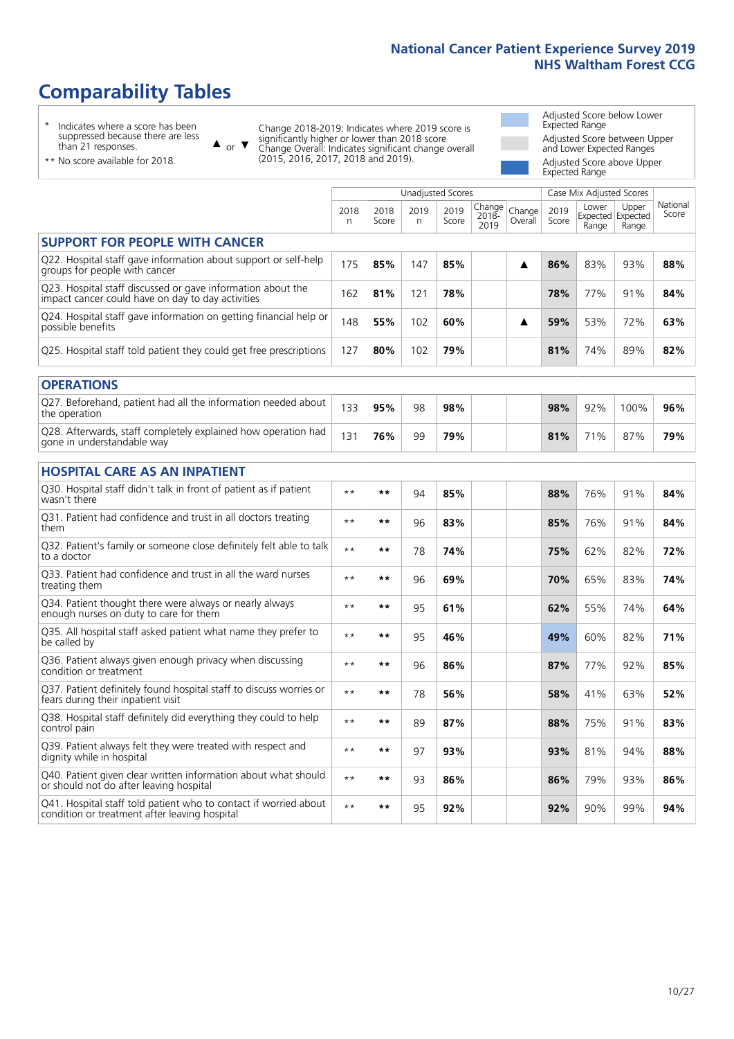# Comparability Tables

\* Indicates where a score has been suppressed because there are less than 21 responses.

\*\* No score available for 2018.

▲ or ▼ Change 2018-2019: Indicates where 2019 score is significantly higher or lower than 2018 score. Change Overall: Indicates significant change overall (2015, 2016, 2017, 2018 and 2019).

Adjusted Score below Lower Expected Range

Adjusted Score between Upper and Lower Expected Ranges

Adjusted Score above Upper Expected Range

| | Unadjusted Scores | | | | | | Case Mix Adjusted Scores | | | |
|---|---|---|---|---|---|---|---|---|---|---|
| | 2018 n | 2018 Score | 2019 n | 2019 Score | Change 2018-2019 | Change Overall | 2019 Score | Lower Expected Range | Upper Expected Range | National Score |
| **SUPPORT FOR PEOPLE WITH CANCER** | | | | | | | | | | |
| Q22. Hospital staff gave information about support or self-help groups for people with cancer | 175 | 85% | 147 | 85% | | ▲ | 86% | 83% | 93% | 88% |
| Q23. Hospital staff discussed or gave information about the impact cancer could have on day to day activities | 162 | 81% | 121 | 78% | | | 78% | 77% | 91% | 84% |
| Q24. Hospital staff gave information on getting financial help or possible benefits | 148 | 55% | 102 | 60% | | ▲ | 59% | 53% | 72% | 63% |
| Q25. Hospital staff told patient they could get free prescriptions | 127 | 80% | 102 | 79% | | | 81% | 74% | 89% | 82% |
| **OPERATIONS** | | | | | | | | | | |
| Q27. Beforehand, patient had all the information needed about the operation | 133 | 95% | 98 | 98% | | | 98% | 92% | 100% | 96% |
| Q28. Afterwards, staff completely explained how operation had gone in understandable way | 131 | 76% | 99 | 79% | | | 81% | 71% | 87% | 79% |
| **HOSPITAL CARE AS AN INPATIENT** | | | | | | | | | | |
| Q30. Hospital staff didn't talk in front of patient as if patient wasn't there | ** | ** | 94 | 85% | | | 88% | 76% | 91% | 84% |
| Q31. Patient had confidence and trust in all doctors treating them | ** | ** | 96 | 83% | | | 85% | 76% | 91% | 84% |
| Q32. Patient's family or someone close definitely felt able to talk to a doctor | ** | ** | 78 | 74% | | | 75% | 62% | 82% | 72% |
| Q33. Patient had confidence and trust in all the ward nurses treating them | ** | ** | 96 | 69% | | | 70% | 65% | 83% | 74% |
| Q34. Patient thought there were always or nearly always enough nurses on duty to care for them | ** | ** | 95 | 61% | | | 62% | 55% | 74% | 64% |
| Q35. All hospital staff asked patient what name they prefer to be called by | ** | ** | 95 | 46% | | | 49% | 60% | 82% | 71% |
| Q36. Patient always given enough privacy when discussing condition or treatment | ** | ** | 96 | 86% | | | 87% | 77% | 92% | 85% |
| Q37. Patient definitely found hospital staff to discuss worries or fears during their inpatient visit | ** | ** | 78 | 56% | | | 58% | 41% | 63% | 52% |
| Q38. Hospital staff definitely did everything they could to help control pain | ** | ** | 89 | 87% | | | 88% | 75% | 91% | 83% |
| Q39. Patient always felt they were treated with respect and dignity while in hospital | ** | ** | 97 | 93% | | | 93% | 81% | 94% | 88% |
| Q40. Patient given clear written information about what should or should not do after leaving hospital | ** | ** | 93 | 86% | | | 86% | 79% | 93% | 86% |
| Q41. Hospital staff told patient who to contact if worried about condition or treatment after leaving hospital | ** | ** | 95 | 92% | | | 92% | 90% | 99% | 94% |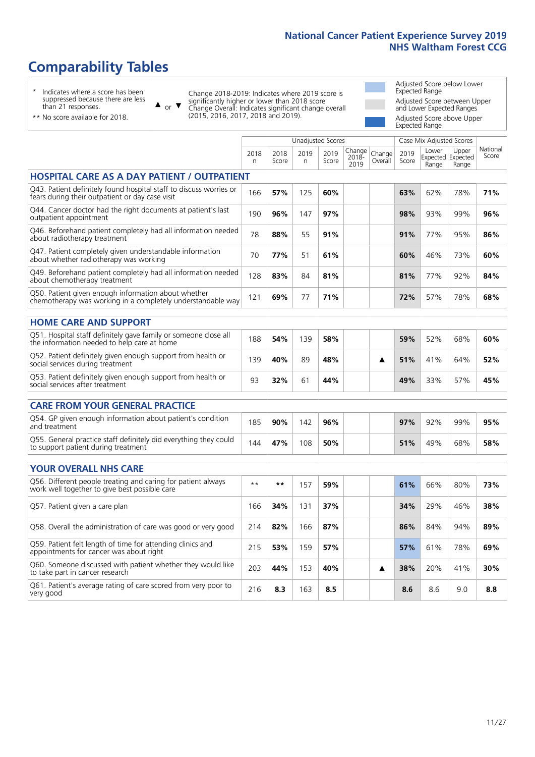# Comparability Tables

\* Indicates where a score has been suppressed because there are less than 21 responses.

\*\* No score available for 2018.

▲ or ▼ Change 2018-2019: Indicates where 2019 score is significantly higher or lower than 2018 score. Change Overall: Indicates significant change overall (2015, 2016, 2017, 2018 and 2019).

Adjusted Score below Lower Expected Range

Adjusted Score between Upper and Lower Expected Ranges

Adjusted Score above Upper Expected Range

| | Unadjusted Scores | | | | | | Case Mix Adjusted Scores | | | |
|---|---|---|---|---|---|---|---|---|---|---|
| | 2018 n | 2018 Score | 2019 n | 2019 Score | Change 2018-2019 | Change Overall | 2019 Score | Lower Expected Range | Upper Expected Range | National Score |
| **HOSPITAL CARE AS A DAY PATIENT / OUTPATIENT** | | | | | | | | | | |
| Q43. Patient definitely found hospital staff to discuss worries or fears during their outpatient or day case visit | 166 | **57%** | 125 | **60%** | | | **63%** | 62% | 78% | **71%** |
| Q44. Cancer doctor had the right documents at patient's last outpatient appointment | 190 | **96%** | 147 | **97%** | | | **98%** | 93% | 99% | **96%** |
| Q46. Beforehand patient completely had all information needed about radiotherapy treatment | 78 | **88%** | 55 | **91%** | | | **91%** | 77% | 95% | **86%** |
| Q47. Patient completely given understandable information about whether radiotherapy was working | 70 | **77%** | 51 | **61%** | | | **60%** | 46% | 73% | **60%** |
| Q49. Beforehand patient completely had all information needed about chemotherapy treatment | 128 | **83%** | 84 | **81%** | | | **81%** | 77% | 92% | **84%** |
| Q50. Patient given enough information about whether chemotherapy was working in a completely understandable way | 121 | **69%** | 77 | **71%** | | | **72%** | 57% | 78% | **68%** |
| **HOME CARE AND SUPPORT** | | | | | | | | | | |
| Q51. Hospital staff definitely gave family or someone close all the information needed to help care at home | 188 | **54%** | 139 | **58%** | | | **59%** | 52% | 68% | **60%** |
| Q52. Patient definitely given enough support from health or social services during treatment | 139 | **40%** | 89 | **48%** | | ▲ | **51%** | 41% | 64% | **52%** |
| Q53. Patient definitely given enough support from health or social services after treatment | 93 | **32%** | 61 | **44%** | | | **49%** | 33% | 57% | **45%** |
| **CARE FROM YOUR GENERAL PRACTICE** | | | | | | | | | | |
| Q54. GP given enough information about patient's condition and treatment | 185 | **90%** | 142 | **96%** | | | **97%** | 92% | 99% | **95%** |
| Q55. General practice staff definitely did everything they could to support patient during treatment | 144 | **47%** | 108 | **50%** | | | **51%** | 49% | 68% | **58%** |
| **YOUR OVERALL NHS CARE** | | | | | | | | | | |
| Q56. Different people treating and caring for patient always work well together to give best possible care | ** | ** | 157 | **59%** | | | **61%** | 66% | 80% | **73%** |
| Q57. Patient given a care plan | 166 | **34%** | 131 | **37%** | | | **34%** | 29% | 46% | **38%** |
| Q58. Overall the administration of care was good or very good | 214 | **82%** | 166 | **87%** | | | **86%** | 84% | 94% | **89%** |
| Q59. Patient felt length of time for attending clinics and appointments for cancer was about right | 215 | **53%** | 159 | **57%** | | | **57%** | 61% | 78% | **69%** |
| Q60. Someone discussed with patient whether they would like to take part in cancer research | 203 | **44%** | 153 | **40%** | | ▲ | **38%** | 20% | 41% | **30%** |
| Q61. Patient's average rating of care scored from very poor to very good | 216 | **8.3** | 163 | **8.5** | | | **8.6** | 8.6 | 9.0 | **8.8** |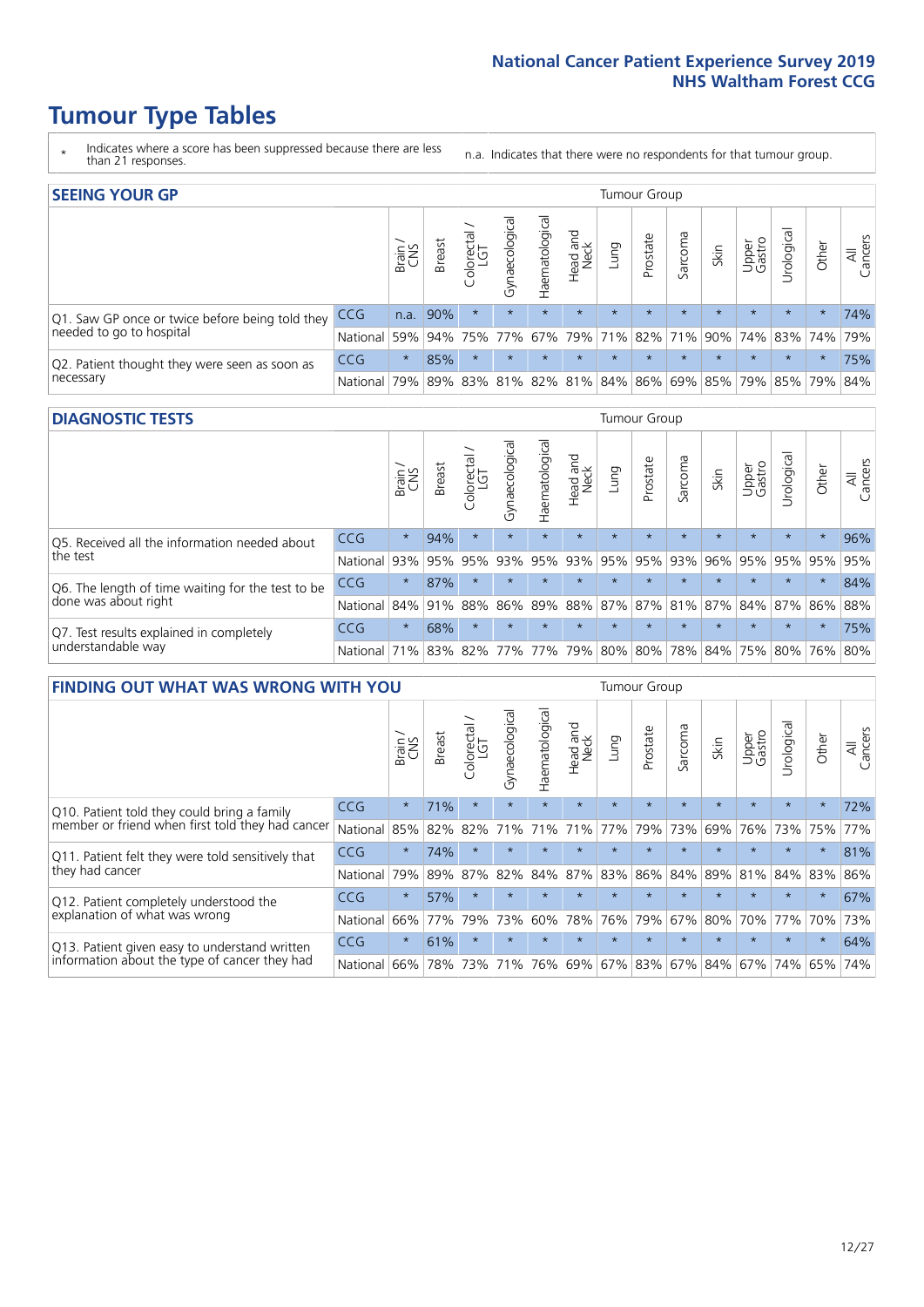# Tumour Type Tables

- \* Indicates where a score has been suppressed because there are less than 21 responses.
- n.a. Indicates that there were no respondents for that tumour group.

## SEEING YOUR GP

| | | Brain / CNS | Breast | Colorectal / LGT | Gynaecological | Haematological | Head and Neck | Lung | Prostate | Sarcoma | Skin | Upper Gastro | Urological | Other | All Cancers |
|---|---|---|---|---|---|---|---|---|---|---|---|---|---|---|---|
| Q1. Saw GP once or twice before being told they needed to go to hospital | CCG | n.a. | 90% | * | * | * | * | * | * | * | * | * | * | * | 74% |
| | National | 59% | 94% | 75% | 77% | 67% | 79% | 71% | 82% | 71% | 90% | 74% | 83% | 74% | 79% |
| Q2. Patient thought they were seen as soon as necessary | CCG | * | 85% | * | * | * | * | * | * | * | * | * | * | * | 75% |
| | National | 79% | 89% | 83% | 81% | 82% | 81% | 84% | 86% | 69% | 85% | 79% | 85% | 79% | 84% |

## DIAGNOSTIC TESTS

| | | Brain / CNS | Breast | Colorectal / LGT | Gynaecological | Haematological | Head and Neck | Lung | Prostate | Sarcoma | Skin | Upper Gastro | Urological | Other | All Cancers |
|---|---|---|---|---|---|---|---|---|---|---|---|---|---|---|---|
| Q5. Received all the information needed about the test | CCG | * | 94% | * | * | * | * | * | * | * | * | * | * | * | 96% |
| | National | 93% | 95% | 95% | 93% | 95% | 93% | 95% | 95% | 93% | 96% | 95% | 95% | 95% | 95% |
| Q6. The length of time waiting for the test to be done was about right | CCG | * | 87% | * | * | * | * | * | * | * | * | * | * | * | 84% |
| | National | 84% | 91% | 88% | 86% | 89% | 88% | 87% | 87% | 81% | 87% | 84% | 87% | 86% | 88% |
| Q7. Test results explained in completely understandable way | CCG | * | 68% | * | * | * | * | * | * | * | * | * | * | * | 75% |
| | National | 71% | 83% | 82% | 77% | 77% | 79% | 80% | 80% | 78% | 84% | 75% | 80% | 76% | 80% |

## FINDING OUT WHAT WAS WRONG WITH YOU

| | | Brain / CNS | Breast | Colorectal / LGT | Gynaecological | Haematological | Head and Neck | Lung | Prostate | Sarcoma | Skin | Upper Gastro | Urological | Other | All Cancers |
|---|---|---|---|---|---|---|---|---|---|---|---|---|---|---|---|
| Q10. Patient told they could bring a family member or friend when first told they had cancer | CCG | * | 71% | * | * | * | * | * | * | * | * | * | * | * | 72% |
| | National | 85% | 82% | 82% | 71% | 71% | 71% | 77% | 79% | 73% | 69% | 76% | 73% | 75% | 77% |
| Q11. Patient felt they were told sensitively that they had cancer | CCG | * | 74% | * | * | * | * | * | * | * | * | * | * | * | 81% |
| | National | 79% | 89% | 87% | 82% | 84% | 87% | 83% | 86% | 84% | 89% | 81% | 84% | 83% | 86% |
| Q12. Patient completely understood the explanation of what was wrong | CCG | * | 57% | * | * | * | * | * | * | * | * | * | * | * | 67% |
| | National | 66% | 77% | 79% | 73% | 60% | 78% | 76% | 79% | 67% | 80% | 70% | 77% | 70% | 73% |
| Q13. Patient given easy to understand written information about the type of cancer they had | CCG | * | 61% | * | * | * | * | * | * | * | * | * | * | * | 64% |
| | National | 66% | 78% | 73% | 71% | 76% | 69% | 67% | 83% | 67% | 84% | 67% | 74% | 65% | 74% |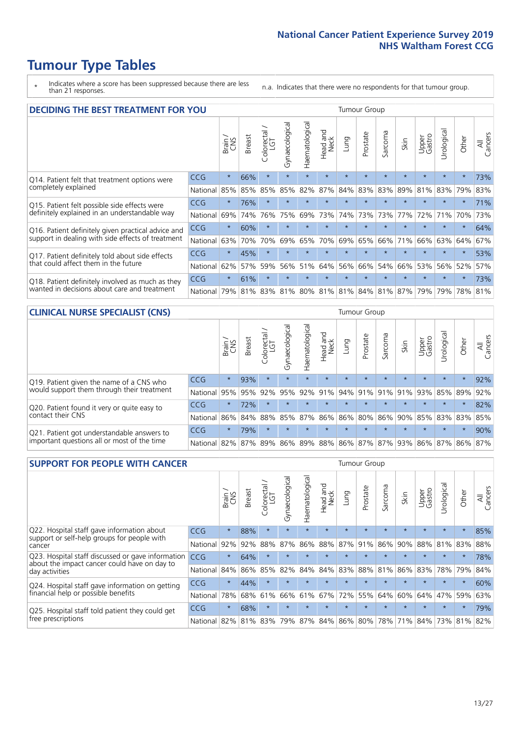# Tumour Type Tables

\* Indicates where a score has been suppressed because there are less than 21 responses.

n.a. Indicates that there were no respondents for that tumour group.

## DECIDING THE BEST TREATMENT FOR YOU

| | | Brain / CNS | Breast | Colorectal / LGT | Gynaecological | Haematological | Head and Neck | Lung | Prostate | Sarcoma | Skin | Upper Gastro | Urological | Other | All Cancers |
|---|---|---|---|---|---|---|---|---|---|---|---|---|---|---|---|
| Q14. Patient felt that treatment options were completely explained | CCG | * | 66% | * | * | * | * | * | * | * | * | * | * | * | 73% |
| | National | 85% | 85% | 85% | 85% | 82% | 87% | 84% | 83% | 83% | 89% | 81% | 83% | 79% | 83% |
| Q15. Patient felt possible side effects were definitely explained in an understandable way | CCG | * | 76% | * | * | * | * | * | * | * | * | * | * | * | 71% |
| | National | 69% | 74% | 76% | 75% | 69% | 73% | 74% | 73% | 73% | 77% | 72% | 71% | 70% | 73% |
| Q16. Patient definitely given practical advice and support in dealing with side effects of treatment | CCG | * | 60% | * | * | * | * | * | * | * | * | * | * | * | 64% |
| | National | 63% | 70% | 70% | 69% | 65% | 70% | 69% | 65% | 66% | 71% | 66% | 63% | 64% | 67% |
| Q17. Patient definitely told about side effects that could affect them in the future | CCG | * | 45% | * | * | * | * | * | * | * | * | * | * | * | 53% |
| | National | 62% | 57% | 59% | 56% | 51% | 64% | 56% | 66% | 54% | 66% | 53% | 56% | 52% | 57% |
| Q18. Patient definitely involved as much as they wanted in decisions about care and treatment | CCG | * | 61% | * | * | * | * | * | * | * | * | * | * | * | 73% |
| | National | 79% | 81% | 83% | 81% | 80% | 81% | 81% | 84% | 81% | 87% | 79% | 79% | 78% | 81% |

## CLINICAL NURSE SPECIALIST (CNS)

| | | Brain / CNS | Breast | Colorectal / LGT | Gynaecological | Haematological | Head and Neck | Lung | Prostate | Sarcoma | Skin | Upper Gastro | Urological | Other | All Cancers |
|---|---|---|---|---|---|---|---|---|---|---|---|---|---|---|---|
| Q19. Patient given the name of a CNS who would support them through their treatment | CCG | * | 93% | * | * | * | * | * | * | * | * | * | * | * | 92% |
| | National | 95% | 95% | 92% | 95% | 92% | 91% | 94% | 91% | 91% | 91% | 93% | 85% | 89% | 92% |
| Q20. Patient found it very or quite easy to contact their CNS | CCG | * | 72% | * | * | * | * | * | * | * | * | * | * | * | 82% |
| | National | 86% | 84% | 88% | 85% | 87% | 86% | 86% | 80% | 86% | 90% | 85% | 83% | 83% | 85% |
| Q21. Patient got understandable answers to important questions all or most of the time | CCG | * | 79% | * | * | * | * | * | * | * | * | * | * | * | 90% |
| | National | 82% | 87% | 89% | 86% | 89% | 88% | 86% | 87% | 87% | 93% | 86% | 87% | 86% | 87% |

## SUPPORT FOR PEOPLE WITH CANCER

| | | Brain / CNS | Breast | Colorectal / LGT | Gynaecological | Haematological | Head and Neck | Lung | Prostate | Sarcoma | Skin | Upper Gastro | Urological | Other | All Cancers |
|---|---|---|---|---|---|---|---|---|---|---|---|---|---|---|---|
| Q22. Hospital staff gave information about support or self-help groups for people with cancer | CCG | * | 88% | * | * | * | * | * | * | * | * | * | * | * | 85% |
| | National | 92% | 92% | 88% | 87% | 86% | 88% | 87% | 91% | 86% | 90% | 88% | 81% | 83% | 88% |
| Q23. Hospital staff discussed or gave information about the impact cancer could have on day to day activities | CCG | * | 64% | * | * | * | * | * | * | * | * | * | * | * | 78% |
| | National | 84% | 86% | 85% | 82% | 84% | 84% | 83% | 88% | 81% | 86% | 83% | 78% | 79% | 84% |
| Q24. Hospital staff gave information on getting financial help or possible benefits | CCG | * | 44% | * | * | * | * | * | * | * | * | * | * | * | 60% |
| | National | 78% | 68% | 61% | 66% | 61% | 67% | 72% | 55% | 64% | 60% | 64% | 47% | 59% | 63% |
| Q25. Hospital staff told patient they could get free prescriptions | CCG | * | 68% | * | * | * | * | * | * | * | * | * | * | * | 79% |
| | National | 82% | 81% | 83% | 79% | 87% | 84% | 86% | 80% | 78% | 71% | 84% | 73% | 81% | 82% |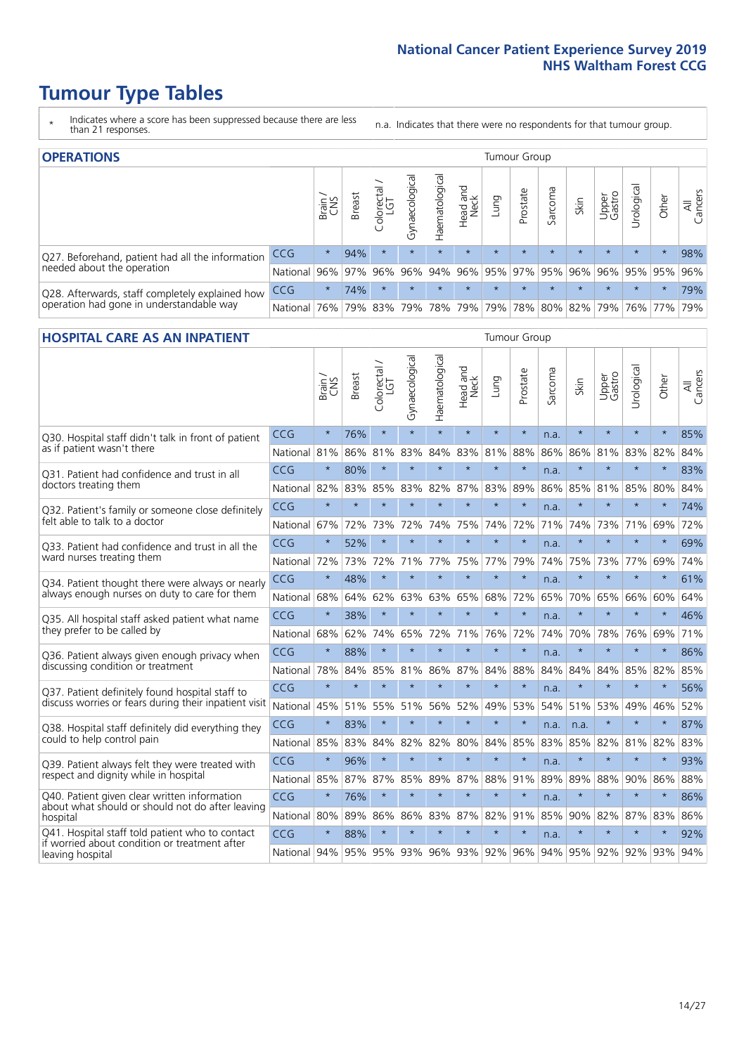# Tumour Type Tables

\* Indicates where a score has been suppressed because there are less than 21 responses.

n.a. Indicates that there were no respondents for that tumour group.

## OPERATIONS

| | | Brain / CNS | Breast | Colorectal / LGT | Gynaecological | Haematological | Head and Neck | Lung | Prostate | Sarcoma | Skin | Upper Gastro | Urological | Other | All Cancers |
|---|---|---|---|---|---|---|---|---|---|---|---|---|---|---|---|
| Q27. Beforehand, patient had all the information needed about the operation | CCG | * | 94% | * | * | * | * | * | * | * | * | * | * | * | 98% |
| | National | 96% | 97% | 96% | 96% | 94% | 96% | 95% | 97% | 95% | 96% | 96% | 95% | 95% | 96% |
| Q28. Afterwards, staff completely explained how operation had gone in understandable way | CCG | * | 74% | * | * | * | * | * | * | * | * | * | * | * | 79% |
| | National | 76% | 79% | 83% | 79% | 78% | 79% | 79% | 78% | 80% | 82% | 79% | 76% | 77% | 79% |

## HOSPITAL CARE AS AN INPATIENT

| | | Brain / CNS | Breast | Colorectal / LGT | Gynaecological | Haematological | Head and Neck | Lung | Prostate | Sarcoma | Skin | Upper Gastro | Urological | Other | All Cancers |
|---|---|---|---|---|---|---|---|---|---|---|---|---|---|---|---|
| Q30. Hospital staff didn't talk in front of patient as if patient wasn't there | CCG | * | 76% | * | * | * | * | * | * | n.a. | * | * | * | * | 85% |
| | National | 81% | 86% | 81% | 83% | 84% | 83% | 81% | 88% | 86% | 86% | 81% | 83% | 82% | 84% |
| Q31. Patient had confidence and trust in all doctors treating them | CCG | * | 80% | * | * | * | * | * | * | n.a. | * | * | * | * | 83% |
| | National | 82% | 83% | 85% | 83% | 82% | 87% | 83% | 89% | 86% | 85% | 81% | 85% | 80% | 84% |
| Q32. Patient's family or someone close definitely felt able to talk to a doctor | CCG | * | * | * | * | * | * | * | * | n.a. | * | * | * | * | 74% |
| | National | 67% | 72% | 73% | 72% | 74% | 75% | 74% | 72% | 71% | 74% | 73% | 71% | 69% | 72% |
| Q33. Patient had confidence and trust in all the ward nurses treating them | CCG | * | 52% | * | * | * | * | * | * | n.a. | * | * | * | * | 69% |
| | National | 72% | 73% | 72% | 71% | 77% | 75% | 77% | 79% | 74% | 75% | 73% | 77% | 69% | 74% |
| Q34. Patient thought there were always or nearly always enough nurses on duty to care for them | CCG | * | 48% | * | * | * | * | * | * | n.a. | * | * | * | * | 61% |
| | National | 68% | 64% | 62% | 63% | 63% | 65% | 68% | 72% | 65% | 70% | 65% | 66% | 60% | 64% |
| Q35. All hospital staff asked patient what name they prefer to be called by | CCG | * | 38% | * | * | * | * | * | * | n.a. | * | * | * | * | 46% |
| | National | 68% | 62% | 74% | 65% | 72% | 71% | 76% | 72% | 74% | 70% | 78% | 76% | 69% | 71% |
| Q36. Patient always given enough privacy when discussing condition or treatment | CCG | * | 88% | * | * | * | * | * | * | n.a. | * | * | * | * | 86% |
| | National | 78% | 84% | 85% | 81% | 86% | 87% | 84% | 88% | 84% | 84% | 84% | 85% | 82% | 85% |
| Q37. Patient definitely found hospital staff to discuss worries or fears during their inpatient visit | CCG | * | * | * | * | * | * | * | * | n.a. | * | * | * | * | 56% |
| | National | 45% | 51% | 55% | 51% | 56% | 52% | 49% | 53% | 54% | 51% | 53% | 49% | 46% | 52% |
| Q38. Hospital staff definitely did everything they could to help control pain | CCG | * | 83% | * | * | * | * | * | * | n.a. | n.a. | * | * | * | 87% |
| | National | 85% | 83% | 84% | 82% | 82% | 80% | 84% | 85% | 83% | 85% | 82% | 81% | 82% | 83% |
| Q39. Patient always felt they were treated with respect and dignity while in hospital | CCG | * | 96% | * | * | * | * | * | * | n.a. | * | * | * | * | 93% |
| | National | 85% | 87% | 87% | 85% | 89% | 87% | 88% | 91% | 89% | 89% | 88% | 90% | 86% | 88% |
| Q40. Patient given clear written information about what should or should not do after leaving hospital | CCG | * | 76% | * | * | * | * | * | * | n.a. | * | * | * | * | 86% |
| | National | 80% | 89% | 86% | 86% | 83% | 87% | 82% | 91% | 85% | 90% | 82% | 87% | 83% | 86% |
| Q41. Hospital staff told patient who to contact if worried about condition or treatment after leaving hospital | CCG | * | 88% | * | * | * | * | * | * | n.a. | * | * | * | * | 92% |
| | National | 94% | 95% | 95% | 93% | 96% | 93% | 92% | 96% | 94% | 95% | 92% | 92% | 93% | 94% |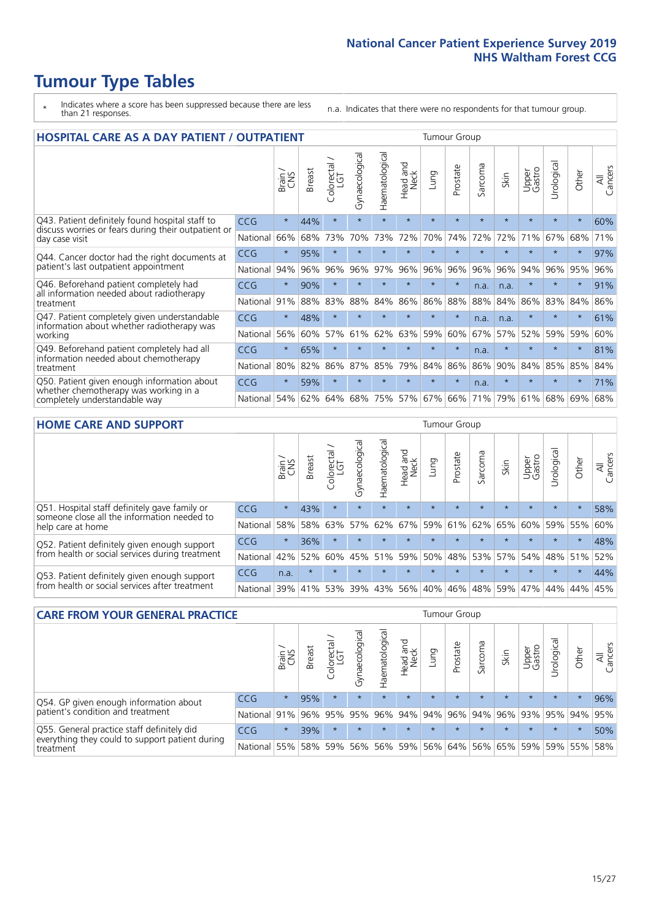# Tumour Type Tables

\* Indicates where a score has been suppressed because there are less than 21 responses.

n.a. Indicates that there were no respondents for that tumour group.

## HOSPITAL CARE AS A DAY PATIENT / OUTPATIENT

| | | Brain / CNS | Breast | Colorectal / LGT | Gynaecological | Haematological | Head and Neck | Lung | Prostate | Sarcoma | Skin | Upper Gastro | Urological | Other | All Cancers |
|---|---|---|---|---|---|---|---|---|---|---|---|---|---|---|---|
| Q43. Patient definitely found hospital staff to discuss worries or fears during their outpatient or day case visit | CCG | * | 44% | * | * | * | * | * | * | * | * | * | * | * | 60% |
| | National | 66% | 68% | 73% | 70% | 73% | 72% | 70% | 74% | 72% | 72% | 71% | 67% | 68% | 71% |
| Q44. Cancer doctor had the right documents at patient's last outpatient appointment | CCG | * | 95% | * | * | * | * | * | * | * | * | * | * | * | 97% |
| | National | 94% | 96% | 96% | 96% | 97% | 96% | 96% | 96% | 96% | 96% | 94% | 96% | 95% | 96% |
| Q46. Beforehand patient completely had all information needed about radiotherapy treatment | CCG | * | 90% | * | * | * | * | * | * | n.a. | n.a. | * | * | * | 91% |
| | National | 91% | 88% | 83% | 88% | 84% | 86% | 86% | 88% | 88% | 84% | 86% | 83% | 84% | 86% |
| Q47. Patient completely given understandable information about whether radiotherapy was working | CCG | * | 48% | * | * | * | * | * | * | n.a. | n.a. | * | * | * | 61% |
| | National | 56% | 60% | 57% | 61% | 62% | 63% | 59% | 60% | 67% | 57% | 52% | 59% | 59% | 60% |
| Q49. Beforehand patient completely had all information needed about chemotherapy treatment | CCG | * | 65% | * | * | * | * | * | * | n.a. | * | * | * | * | 81% |
| | National | 80% | 82% | 86% | 87% | 85% | 79% | 84% | 86% | 86% | 90% | 84% | 85% | 85% | 84% |
| Q50. Patient given enough information about whether chemotherapy was working in a completely understandable way | CCG | * | 59% | * | * | * | * | * | * | n.a. | * | * | * | * | 71% |
| | National | 54% | 62% | 64% | 68% | 75% | 57% | 67% | 66% | 71% | 79% | 61% | 68% | 69% | 68% |

## HOME CARE AND SUPPORT

| | | Brain / CNS | Breast | Colorectal / LGT | Gynaecological | Haematological | Head and Neck | Lung | Prostate | Sarcoma | Skin | Upper Gastro | Urological | Other | All Cancers |
|---|---|---|---|---|---|---|---|---|---|---|---|---|---|---|---|
| Q51. Hospital staff definitely gave family or someone close all the information needed to help care at home | CCG | * | 43% | * | * | * | * | * | * | * | * | * | * | * | 58% |
| | National | 58% | 58% | 63% | 57% | 62% | 67% | 59% | 61% | 62% | 65% | 60% | 59% | 55% | 60% |
| Q52. Patient definitely given enough support from health or social services during treatment | CCG | * | 36% | * | * | * | * | * | * | * | * | * | * | * | 48% |
| | National | 42% | 52% | 60% | 45% | 51% | 59% | 50% | 48% | 53% | 57% | 54% | 48% | 51% | 52% |
| Q53. Patient definitely given enough support from health or social services after treatment | CCG | n.a. | * | * | * | * | * | * | * | * | * | * | * | * | 44% |
| | National | 39% | 41% | 53% | 39% | 43% | 56% | 40% | 46% | 48% | 59% | 47% | 44% | 44% | 45% |

## CARE FROM YOUR GENERAL PRACTICE

| | | Brain / CNS | Breast | Colorectal / LGT | Gynaecological | Haematological | Head and Neck | Lung | Prostate | Sarcoma | Skin | Upper Gastro | Urological | Other | All Cancers |
|---|---|---|---|---|---|---|---|---|---|---|---|---|---|---|---|
| Q54. GP given enough information about patient's condition and treatment | CCG | * | 95% | * | * | * | * | * | * | * | * | * | * | * | 96% |
| | National | 91% | 96% | 95% | 95% | 96% | 94% | 94% | 96% | 94% | 96% | 93% | 95% | 94% | 95% |
| Q55. General practice staff definitely did everything they could to support patient during treatment | CCG | * | 39% | * | * | * | * | * | * | * | * | * | * | * | 50% |
| | National | 55% | 58% | 59% | 56% | 56% | 59% | 56% | 64% | 56% | 65% | 59% | 59% | 55% | 58% |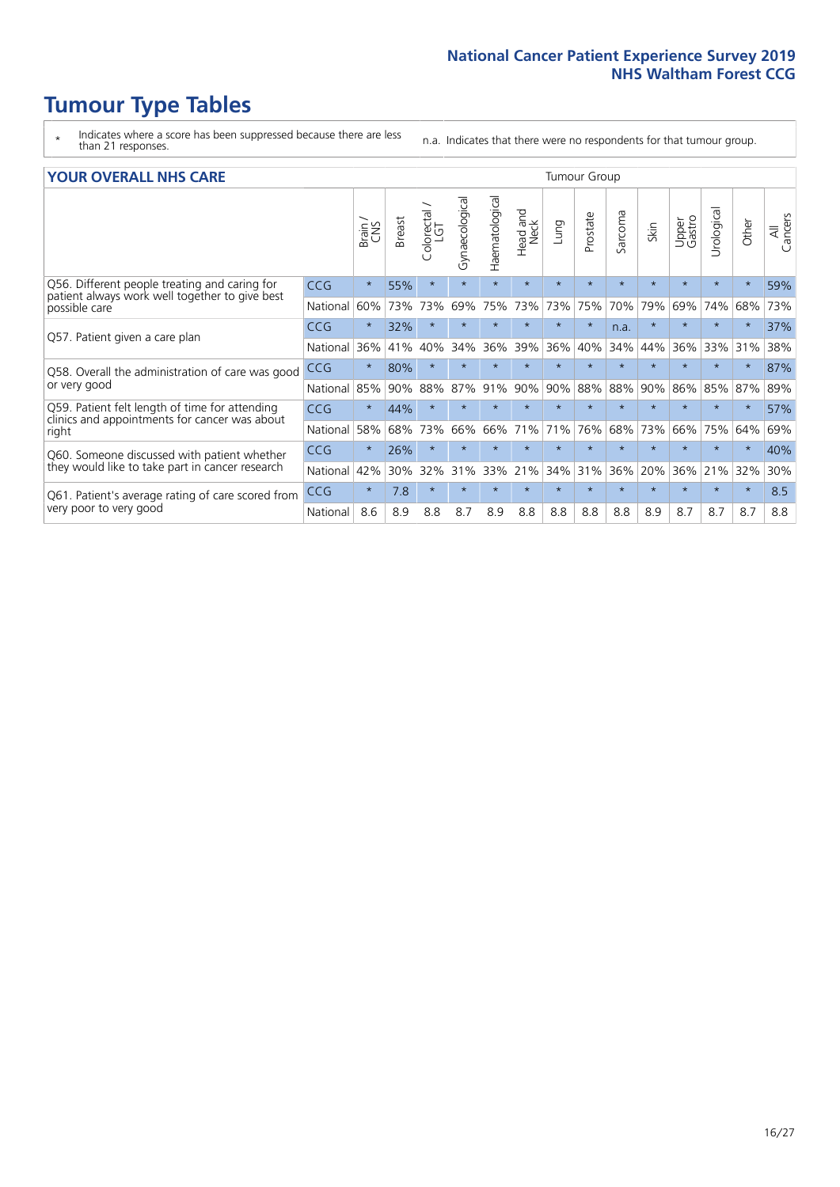# Tumour Type Tables

\* Indicates where a score has been suppressed because there are less than 21 responses.

n.a. Indicates that there were no respondents for that tumour group.

## YOUR OVERALL NHS CARE

| | | Brain / CNS | Breast | Colorectal / LGT | Gynaecological | Haematological | Head and Neck | Lung | Prostate | Sarcoma | Skin | Upper Gastro | Urological | Other | All Cancers |
|---|---|---|---|---|---|---|---|---|---|---|---|---|---|---|---|
| Q56. Different people treating and caring for patient always work well together to give best possible care | CCG | * | 55% | * | * | * | * | * | * | * | * | * | * | * | 59% |
| | National | 60% | 73% | 73% | 69% | 75% | 73% | 73% | 75% | 70% | 79% | 69% | 74% | 68% | 73% |
| Q57. Patient given a care plan | CCG | * | 32% | * | * | * | * | * | * | n.a. | * | * | * | * | 37% |
| | National | 36% | 41% | 40% | 34% | 36% | 39% | 36% | 40% | 34% | 44% | 36% | 33% | 31% | 38% |
| Q58. Overall the administration of care was good or very good | CCG | * | 80% | * | * | * | * | * | * | * | * | * | * | * | 87% |
| | National | 85% | 90% | 88% | 87% | 91% | 90% | 90% | 88% | 88% | 90% | 86% | 85% | 87% | 89% |
| Q59. Patient felt length of time for attending clinics and appointments for cancer was about right | CCG | * | 44% | * | * | * | * | * | * | * | * | * | * | * | 57% |
| | National | 58% | 68% | 73% | 66% | 66% | 71% | 71% | 76% | 68% | 73% | 66% | 75% | 64% | 69% |
| Q60. Someone discussed with patient whether they would like to take part in cancer research | CCG | * | 26% | * | * | * | * | * | * | * | * | * | * | * | 40% |
| | National | 42% | 30% | 32% | 31% | 33% | 21% | 34% | 31% | 36% | 20% | 36% | 21% | 32% | 30% |
| Q61. Patient's average rating of care scored from very poor to very good | CCG | * | 7.8 | * | * | * | * | * | * | * | * | * | * | * | 8.5 |
| | National | 8.6 | 8.9 | 8.8 | 8.7 | 8.9 | 8.8 | 8.8 | 8.8 | 8.8 | 8.9 | 8.7 | 8.7 | 8.7 | 8.8 |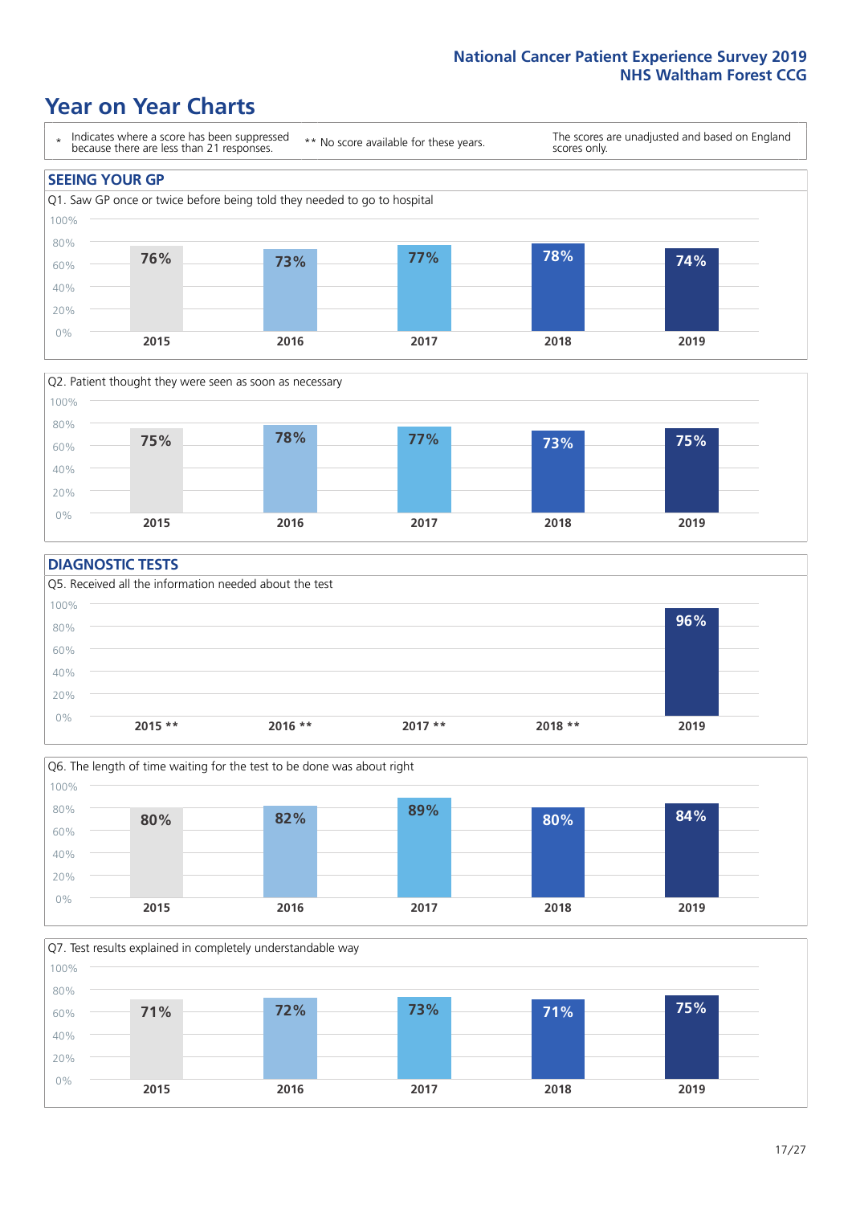# Year on Year Charts

\* Indicates where a score has been suppressed because there are less than 21 responses.

\*\* No score available for these years.

The scores are unadjusted and based on England scores only.

## SEEING YOUR GP

Q1. Saw GP once or twice before being told they needed to go to hospital

| 2015 | 2016 | 2017 | 2018 | 2019 |
|---|---|---|---|---|
| 76% | 73% | 77% | 78% | 74% |

Q2. Patient thought they were seen as soon as necessary

| 2015 | 2016 | 2017 | 2018 | 2019 |
|---|---|---|---|---|
| 75% | 78% | 77% | 73% | 75% |

## DIAGNOSTIC TESTS

Q5. Received all the information needed about the test

| 2015 ** | 2016 ** | 2017 ** | 2018 ** | 2019 |
|---|---|---|---|---|
| | | | | 96% |

Q6. The length of time waiting for the test to be done was about right

| 2015 | 2016 | 2017 | 2018 | 2019 |
|---|---|---|---|---|
| 80% | 82% | 89% | 80% | 84% |

Q7. Test results explained in completely understandable way

| 2015 | 2016 | 2017 | 2018 | 2019 |
|---|---|---|---|---|
| 71% | 72% | 73% | 71% | 75% |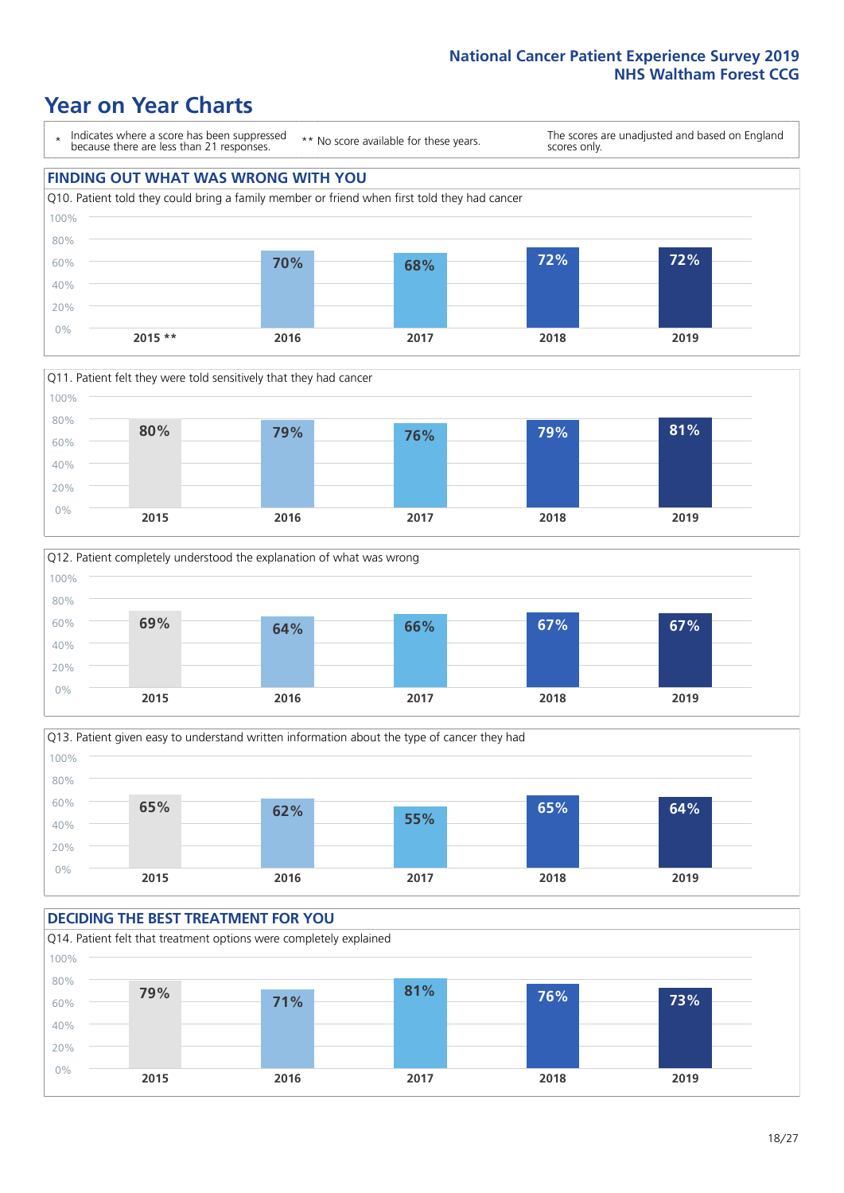National Cancer Patient Experience Survey 2019
NHS Waltham Forest CCG

# Year on Year Charts

\* Indicates where a score has been suppressed because there are less than 21 responses.

\*\* No score available for these years.

The scores are unadjusted and based on England scores only.

## FINDING OUT WHAT WAS WRONG WITH YOU

Q10. Patient told they could bring a family member or friend when first told they had cancer

| 2015 ** | 2016 | 2017 | 2018 | 2019 |
|---|---|---|---|---|
| | 70% | 68% | 72% | 72% |

Q11. Patient felt they were told sensitively that they had cancer

| 2015 | 2016 | 2017 | 2018 | 2019 |
|---|---|---|---|---|
| 80% | 79% | 76% | 79% | 81% |

Q12. Patient completely understood the explanation of what was wrong

| 2015 | 2016 | 2017 | 2018 | 2019 |
|---|---|---|---|---|
| 69% | 64% | 66% | 67% | 67% |

Q13. Patient given easy to understand written information about the type of cancer they had

| 2015 | 2016 | 2017 | 2018 | 2019 |
|---|---|---|---|---|
| 65% | 62% | 55% | 65% | 64% |

## DECIDING THE BEST TREATMENT FOR YOU

Q14. Patient felt that treatment options were completely explained

| 2015 | 2016 | 2017 | 2018 | 2019 |
|---|---|---|---|---|
| 79% | 71% | 81% | 76% | 73% |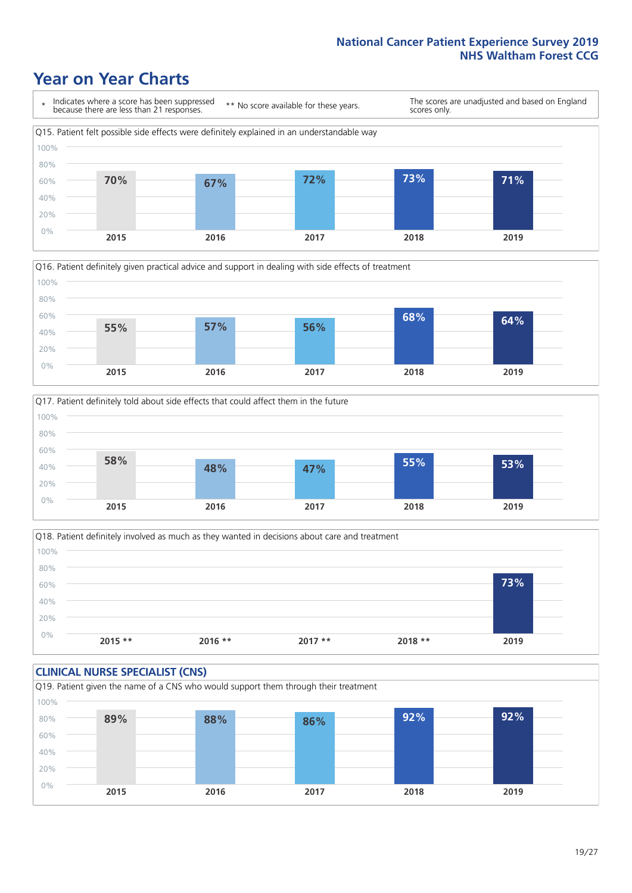# Year on Year Charts

\* Indicates where a score has been suppressed because there are less than 21 responses.

** No score available for these years.

The scores are unadjusted and based on England scores only.

Q15. Patient felt possible side effects were definitely explained in an understandable way

| 2015 | 2016 | 2017 | 2018 | 2019 |
| --- | --- | --- | --- | --- |
| 70% | 67% | 72% | 73% | 71% |

Q16. Patient definitely given practical advice and support in dealing with side effects of treatment

| 2015 | 2016 | 2017 | 2018 | 2019 |
| --- | --- | --- | --- | --- |
| 55% | 57% | 56% | 68% | 64% |

Q17. Patient definitely told about side effects that could affect them in the future

| 2015 | 2016 | 2017 | 2018 | 2019 |
| --- | --- | --- | --- | --- |
| 58% | 48% | 47% | 55% | 53% |

Q18. Patient definitely involved as much as they wanted in decisions about care and treatment

| 2015 ** | 2016 ** | 2017 ** | 2018 ** | 2019 |
| --- | --- | --- | --- | --- |
| | | | | 73% |

## CLINICAL NURSE SPECIALIST (CNS)

Q19. Patient given the name of a CNS who would support them through their treatment

| 2015 | 2016 | 2017 | 2018 | 2019 |
| --- | --- | --- | --- | --- |
| 89% | 88% | 86% | 92% | 92% |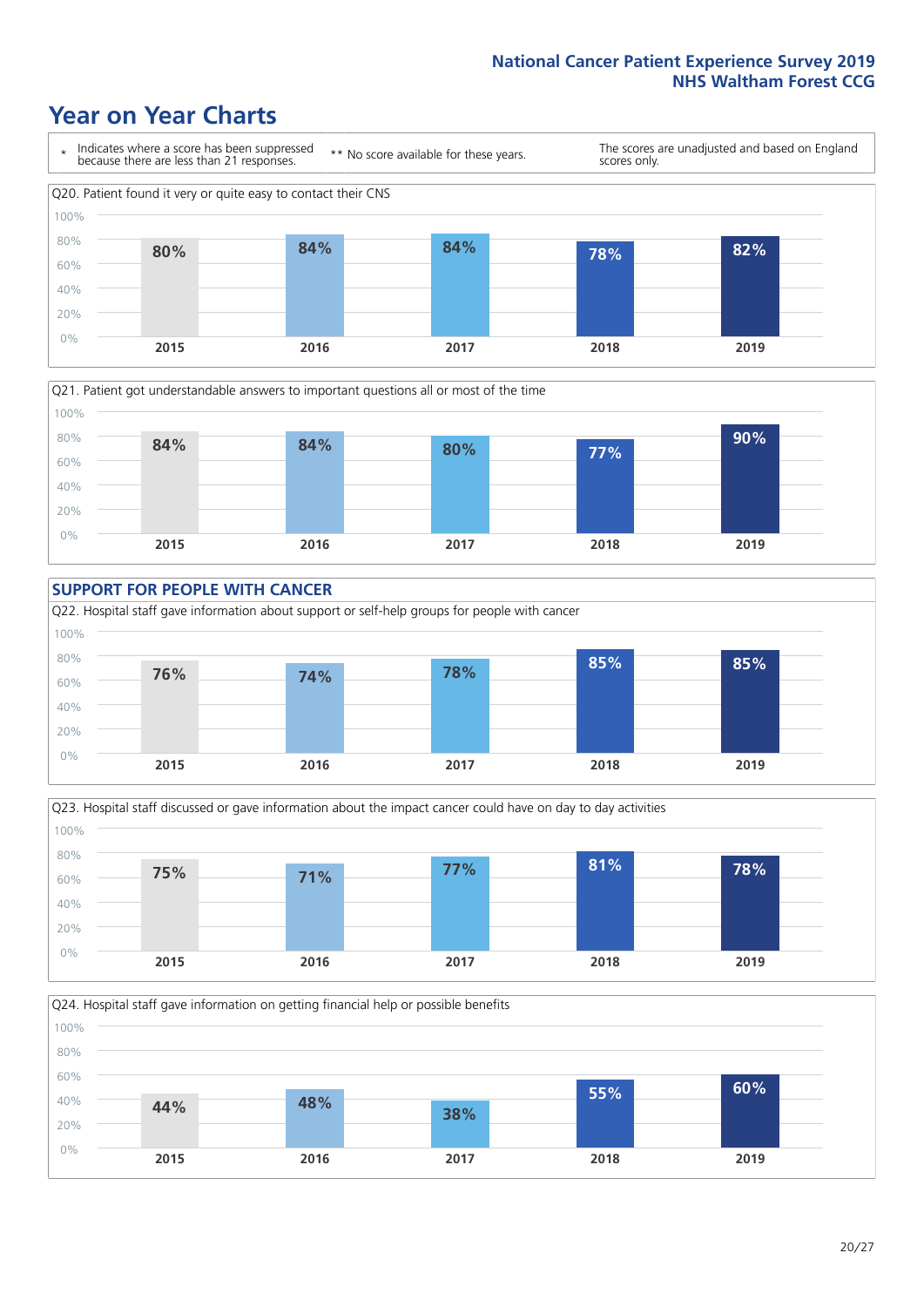# Year on Year Charts

\* Indicates where a score has been suppressed because there are less than 21 responses.

\*\* No score available for these years.

The scores are unadjusted and based on England scores only.

Q20. Patient found it very or quite easy to contact their CNS

| 2015 | 2016 | 2017 | 2018 | 2019 |
|---|---|---|---|---|
| 80% | 84% | 84% | 78% | 82% |

Q21. Patient got understandable answers to important questions all or most of the time

| 2015 | 2016 | 2017 | 2018 | 2019 |
|---|---|---|---|---|
| 84% | 84% | 80% | 77% | 90% |

## SUPPORT FOR PEOPLE WITH CANCER

Q22. Hospital staff gave information about support or self-help groups for people with cancer

| 2015 | 2016 | 2017 | 2018 | 2019 |
|---|---|---|---|---|
| 76% | 74% | 78% | 85% | 85% |

Q23. Hospital staff discussed or gave information about the impact cancer could have on day to day activities

| 2015 | 2016 | 2017 | 2018 | 2019 |
|---|---|---|---|---|
| 75% | 71% | 77% | 81% | 78% |

Q24. Hospital staff gave information on getting financial help or possible benefits

| 2015 | 2016 | 2017 | 2018 | 2019 |
|---|---|---|---|---|
| 44% | 48% | 38% | 55% | 60% |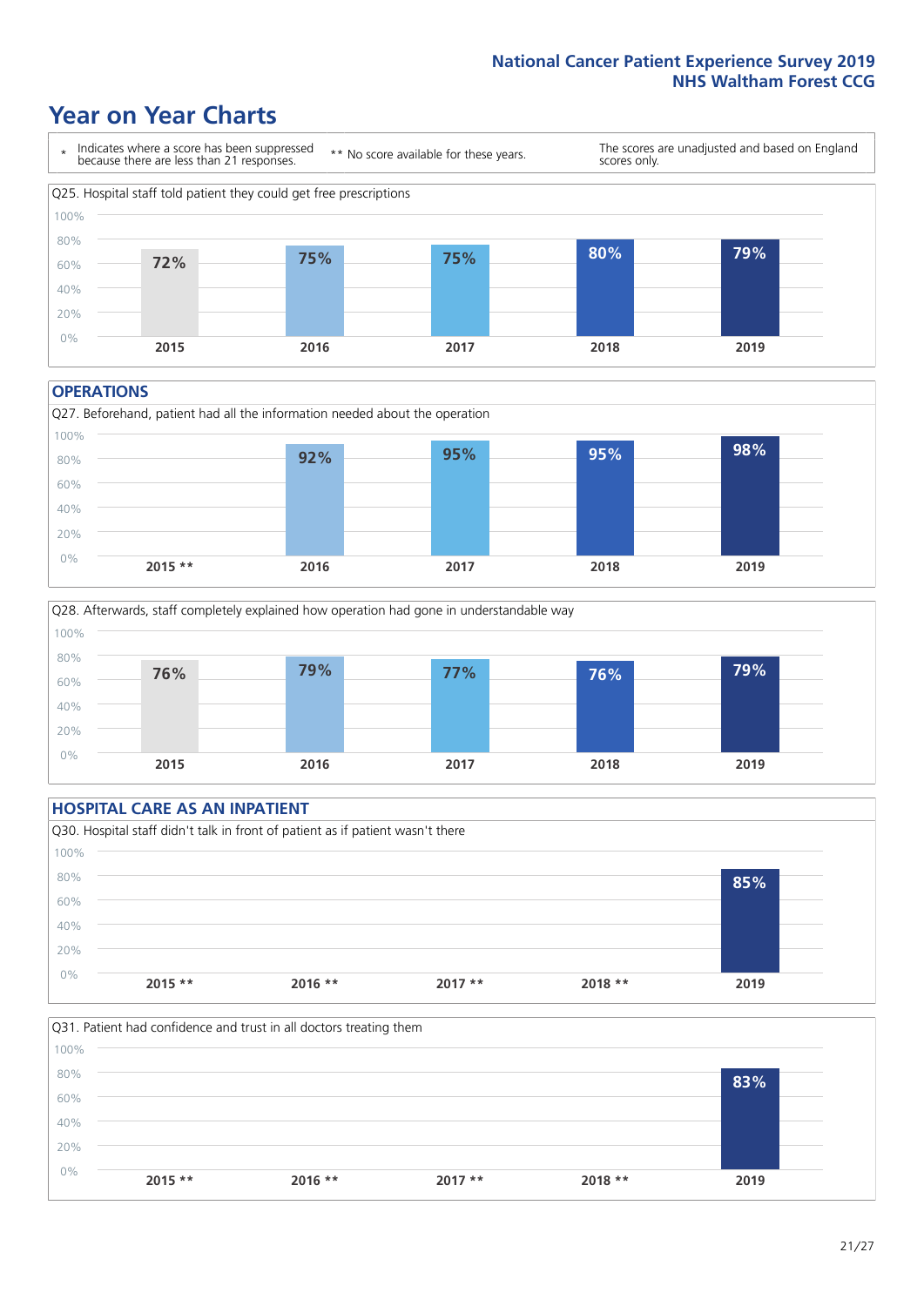# Year on Year Charts

\* Indicates where a score has been suppressed because there are less than 21 responses.

\** No score available for these years.

The scores are unadjusted and based on England scores only.

Q25. Hospital staff told patient they could get free prescriptions

| 2015 | 2016 | 2017 | 2018 | 2019 |
|---|---|---|---|---|
| 72% | 75% | 75% | 80% | 79% |

## OPERATIONS

Q27. Beforehand, patient had all the information needed about the operation

| 2015 ** | 2016 | 2017 | 2018 | 2019 |
|---|---|---|---|---|
| | 92% | 95% | 95% | 98% |

Q28. Afterwards, staff completely explained how operation had gone in understandable way

| 2015 | 2016 | 2017 | 2018 | 2019 |
|---|---|---|---|---|
| 76% | 79% | 77% | 76% | 79% |

## HOSPITAL CARE AS AN INPATIENT

Q30. Hospital staff didn't talk in front of patient as if patient wasn't there

| 2015 ** | 2016 ** | 2017 ** | 2018 ** | 2019 |
|---|---|---|---|---|
| | | | | 85% |

Q31. Patient had confidence and trust in all doctors treating them

| 2015 ** | 2016 ** | 2017 ** | 2018 ** | 2019 |
|---|---|---|---|---|
| | | | | 83% |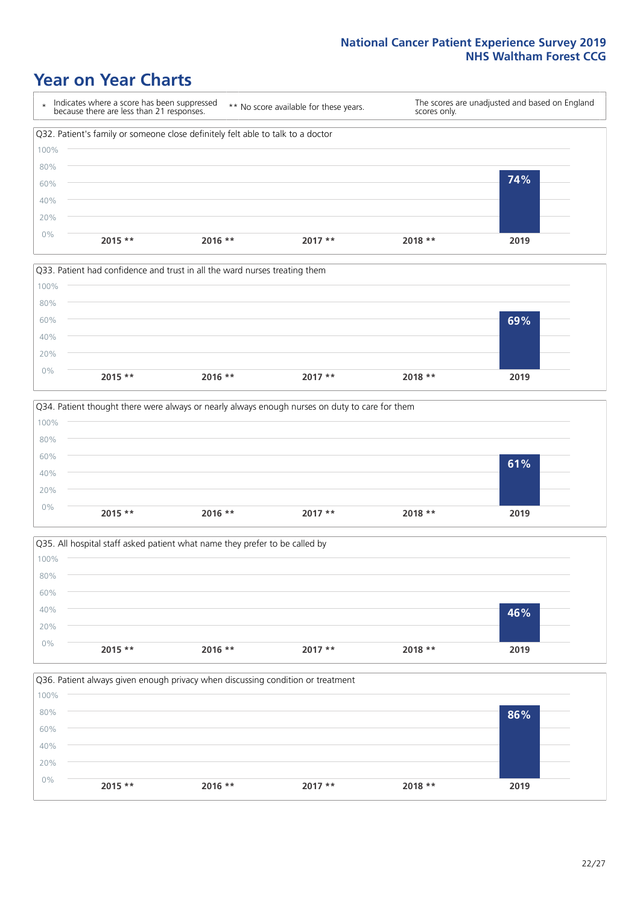# Year on Year Charts

\* Indicates where a score has been suppressed because there are less than 21 responses.

** No score available for these years.

The scores are unadjusted and based on England scores only.

### Q32. Patient's family or someone close definitely felt able to talk to a doctor

| 2015 ** | 2016 ** | 2017 ** | 2018 ** | 2019 |
|---|---|---|---|---|
| | | | | 74% |

### Q33. Patient had confidence and trust in all the ward nurses treating them

| 2015 ** | 2016 ** | 2017 ** | 2018 ** | 2019 |
|---|---|---|---|---|
| | | | | 69% |

### Q34. Patient thought there were always or nearly always enough nurses on duty to care for them

| 2015 ** | 2016 ** | 2017 ** | 2018 ** | 2019 |
|---|---|---|---|---|
| | | | | 61% |

### Q35. All hospital staff asked patient what name they prefer to be called by

| 2015 ** | 2016 ** | 2017 ** | 2018 ** | 2019 |
|---|---|---|---|---|
| | | | | 46% |

### Q36. Patient always given enough privacy when discussing condition or treatment

| 2015 ** | 2016 ** | 2017 ** | 2018 ** | 2019 |
|---|---|---|---|---|
| | | | | 86% |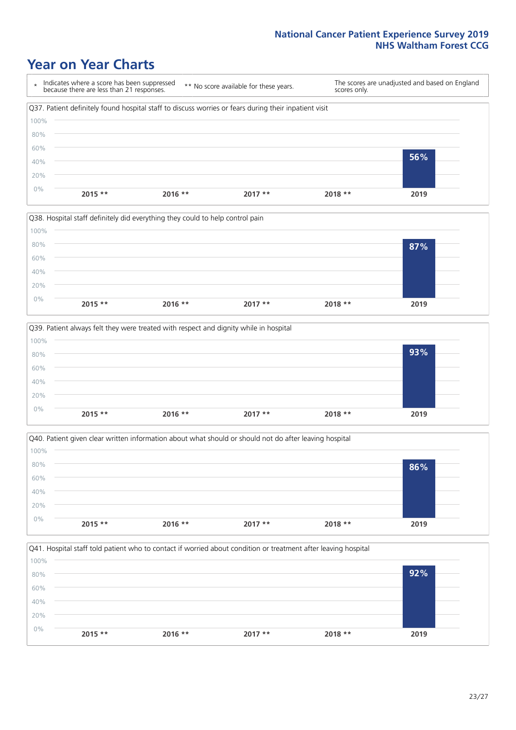# Year on Year Charts

\* Indicates where a score has been suppressed because there are less than 21 responses. ** No score available for these years. The scores are unadjusted and based on England scores only.

Q37. Patient definitely found hospital staff to discuss worries or fears during their inpatient visit

| 2015 ** | 2016 ** | 2017 ** | 2018 ** | 2019 |
|---|---|---|---|---|
| | | | | 56% |

Q38. Hospital staff definitely did everything they could to help control pain

| 2015 ** | 2016 ** | 2017 ** | 2018 ** | 2019 |
|---|---|---|---|---|
| | | | | 87% |

Q39. Patient always felt they were treated with respect and dignity while in hospital

| 2015 ** | 2016 ** | 2017 ** | 2018 ** | 2019 |
|---|---|---|---|---|
| | | | | 93% |

Q40. Patient given clear written information about what should or should not do after leaving hospital

| 2015 ** | 2016 ** | 2017 ** | 2018 ** | 2019 |
|---|---|---|---|---|
| | | | | 86% |

Q41. Hospital staff told patient who to contact if worried about condition or treatment after leaving hospital

| 2015 ** | 2016 ** | 2017 ** | 2018 ** | 2019 |
|---|---|---|---|---|
| | | | | 92% |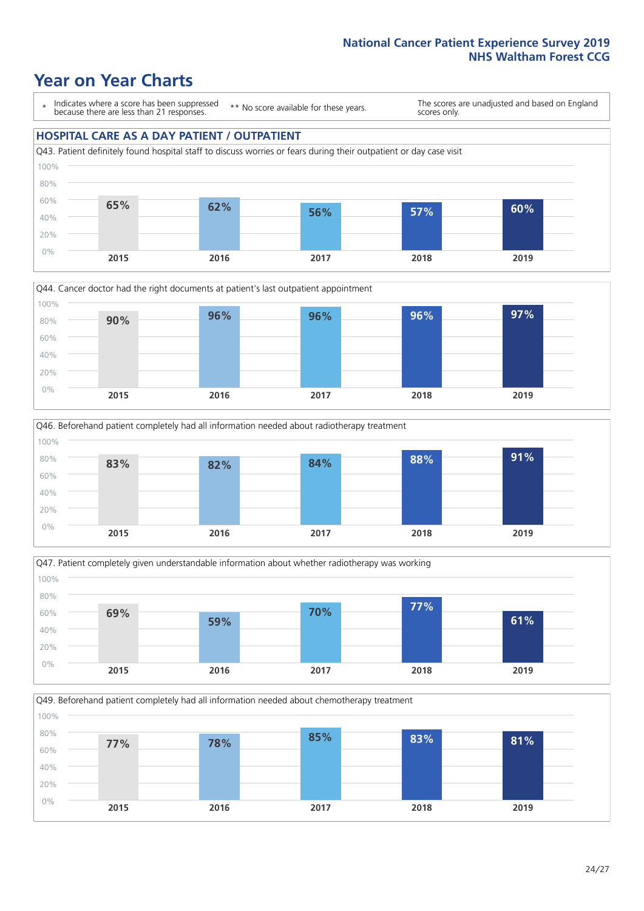# Year on Year Charts

\* Indicates where a score has been suppressed because there are less than 21 responses.

\*\* No score available for these years.

The scores are unadjusted and based on England scores only.

## HOSPITAL CARE AS A DAY PATIENT / OUTPATIENT

Q43. Patient definitely found hospital staff to discuss worries or fears during their outpatient or day case visit

| 2015 | 2016 | 2017 | 2018 | 2019 |
|---|---|---|---|---|
| 65% | 62% | 56% | 57% | 60% |

Q44. Cancer doctor had the right documents at patient's last outpatient appointment

| 2015 | 2016 | 2017 | 2018 | 2019 |
|---|---|---|---|---|
| 90% | 96% | 96% | 96% | 97% |

Q46. Beforehand patient completely had all information needed about radiotherapy treatment

| 2015 | 2016 | 2017 | 2018 | 2019 |
|---|---|---|---|---|
| 83% | 82% | 84% | 88% | 91% |

Q47. Patient completely given understandable information about whether radiotherapy was working

| 2015 | 2016 | 2017 | 2018 | 2019 |
|---|---|---|---|---|
| 69% | 59% | 70% | 77% | 61% |

Q49. Beforehand patient completely had all information needed about chemotherapy treatment

| 2015 | 2016 | 2017 | 2018 | 2019 |
|---|---|---|---|---|
| 77% | 78% | 85% | 83% | 81% |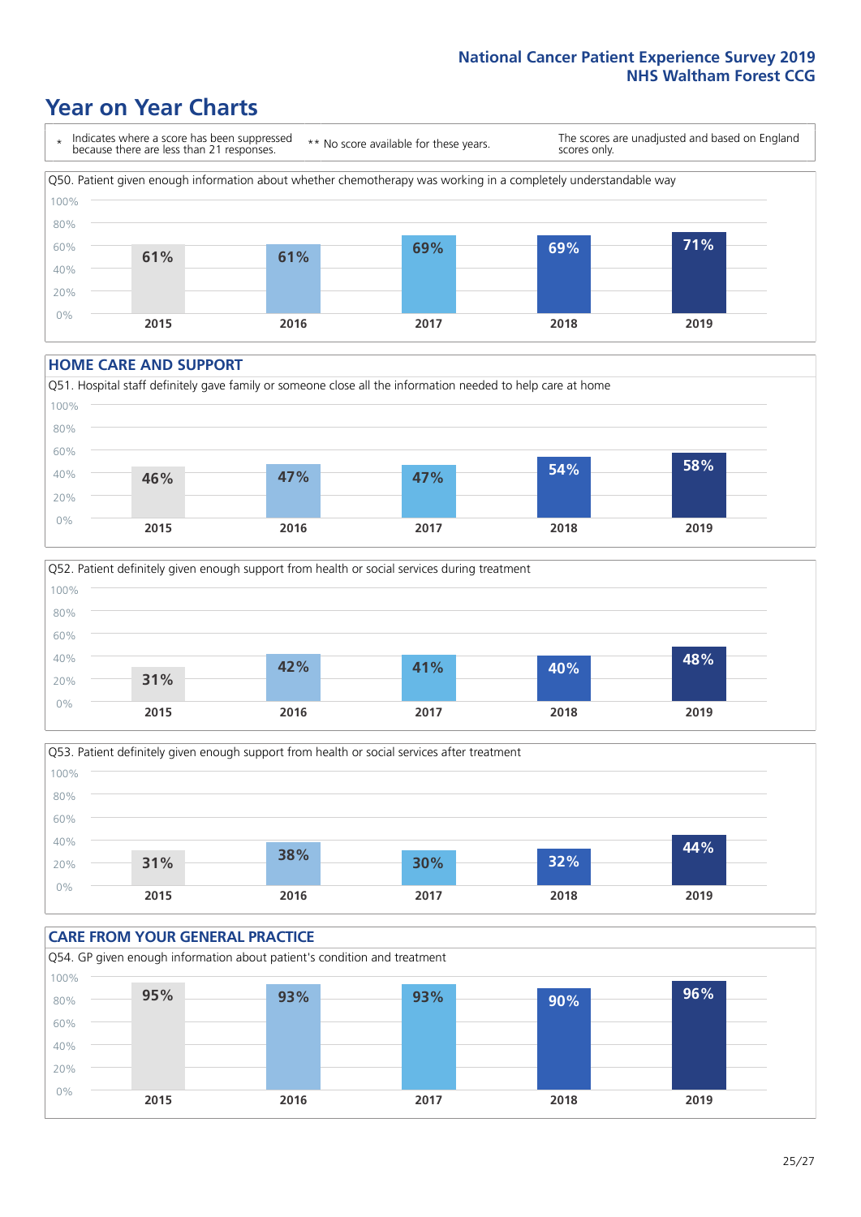# Year on Year Charts

\* Indicates where a score has been suppressed because there are less than 21 responses.

\*\* No score available for these years.

The scores are unadjusted and based on England scores only.

Q50. Patient given enough information about whether chemotherapy was working in a completely understandable way

| 2015 | 2016 | 2017 | 2018 | 2019 |
| --- | --- | --- | --- | --- |
| 61% | 61% | 69% | 69% | 71% |

## HOME CARE AND SUPPORT

Q51. Hospital staff definitely gave family or someone close all the information needed to help care at home

| 2015 | 2016 | 2017 | 2018 | 2019 |
| --- | --- | --- | --- | --- |
| 46% | 47% | 47% | 54% | 58% |

Q52. Patient definitely given enough support from health or social services during treatment

| 2015 | 2016 | 2017 | 2018 | 2019 |
| --- | --- | --- | --- | --- |
| 31% | 42% | 41% | 40% | 48% |

Q53. Patient definitely given enough support from health or social services after treatment

| 2015 | 2016 | 2017 | 2018 | 2019 |
| --- | --- | --- | --- | --- |
| 31% | 38% | 30% | 32% | 44% |

## CARE FROM YOUR GENERAL PRACTICE

Q54. GP given enough information about patient's condition and treatment

| 2015 | 2016 | 2017 | 2018 | 2019 |
| --- | --- | --- | --- | --- |
| 95% | 93% | 93% | 90% | 96% |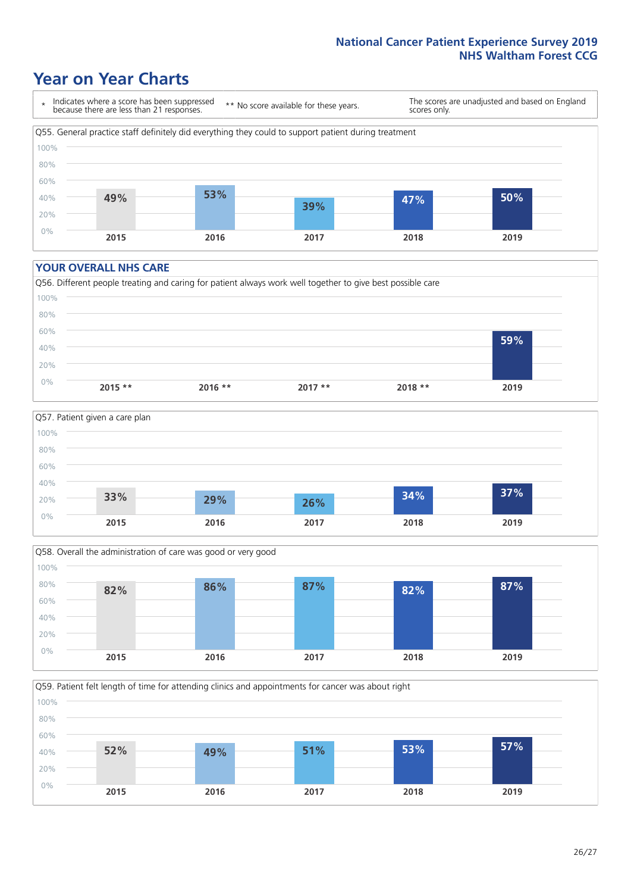# Year on Year Charts

\* Indicates where a score has been suppressed because there are less than 21 responses.

\*\* No score available for these years.

The scores are unadjusted and based on England scores only.

Q55. General practice staff definitely did everything they could to support patient during treatment

| 2015 | 2016 | 2017 | 2018 | 2019 |
|---|---|---|---|---|
| 49% | 53% | 39% | 47% | 50% |

## YOUR OVERALL NHS CARE

Q56. Different people treating and caring for patient always work well together to give best possible care

| 2015 ** | 2016 ** | 2017 ** | 2018 ** | 2019 |
|---|---|---|---|---|
| | | | | 59% |

Q57. Patient given a care plan

| 2015 | 2016 | 2017 | 2018 | 2019 |
|---|---|---|---|---|
| 33% | 29% | 26% | 34% | 37% |

Q58. Overall the administration of care was good or very good

| 2015 | 2016 | 2017 | 2018 | 2019 |
|---|---|---|---|---|
| 82% | 86% | 87% | 82% | 87% |

Q59. Patient felt length of time for attending clinics and appointments for cancer was about right

| 2015 | 2016 | 2017 | 2018 | 2019 |
|---|---|---|---|---|
| 52% | 49% | 51% | 53% | 57% |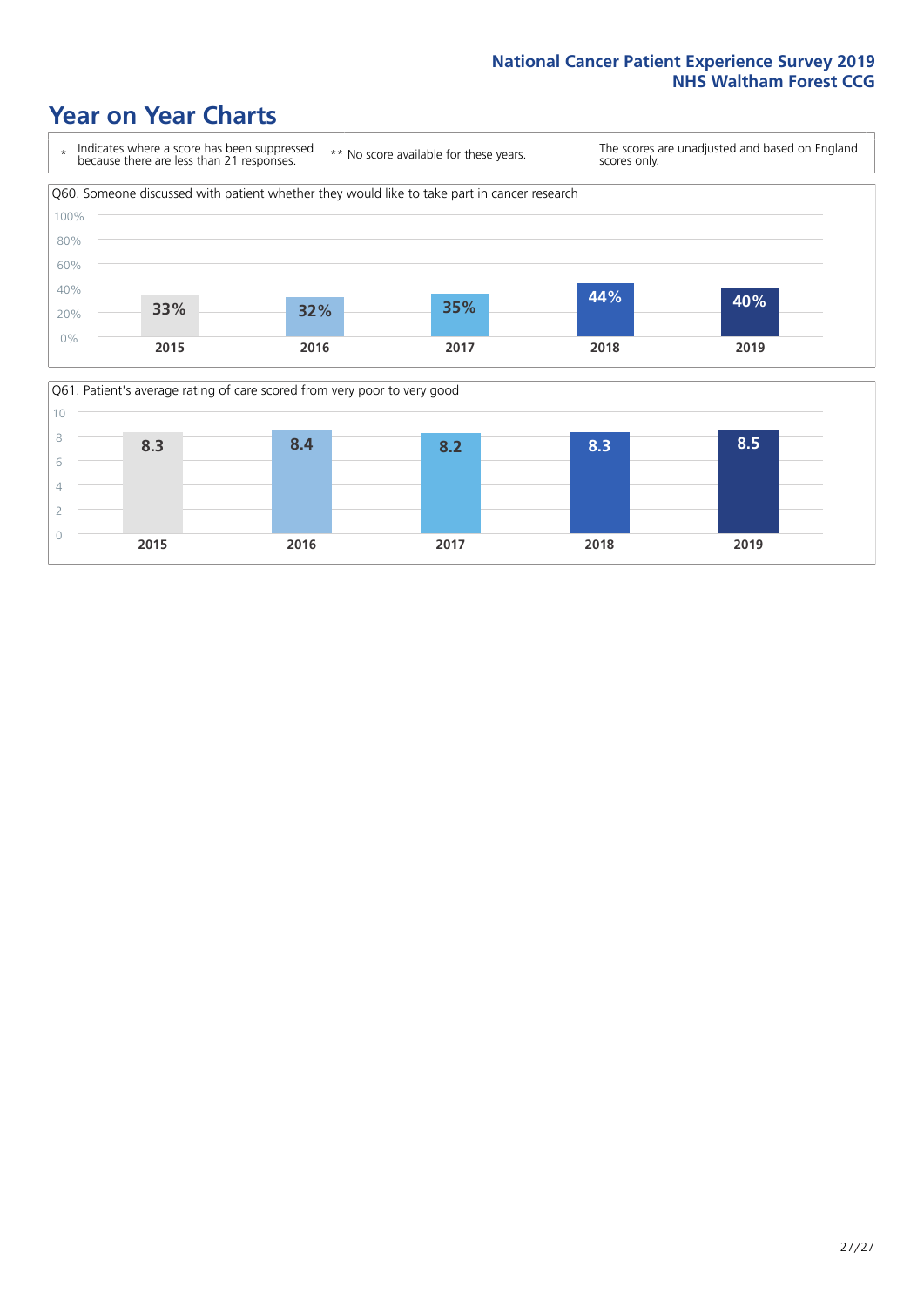# Year on Year Charts

\* Indicates where a score has been suppressed because there are less than 21 responses.

\*\* No score available for these years.

The scores are unadjusted and based on England scores only.

Q60. Someone discussed with patient whether they would like to take part in cancer research

100%
80%
60%
40%
20%
0%

33% 32% 35% 44% 40%

2015 2016 2017 2018 2019

Q61. Patient's average rating of care scored from very poor to very good

10
8
6
4
2
0

8.3 8.4 8.2 8.3 8.5

2015 2016 2017 2018 2019